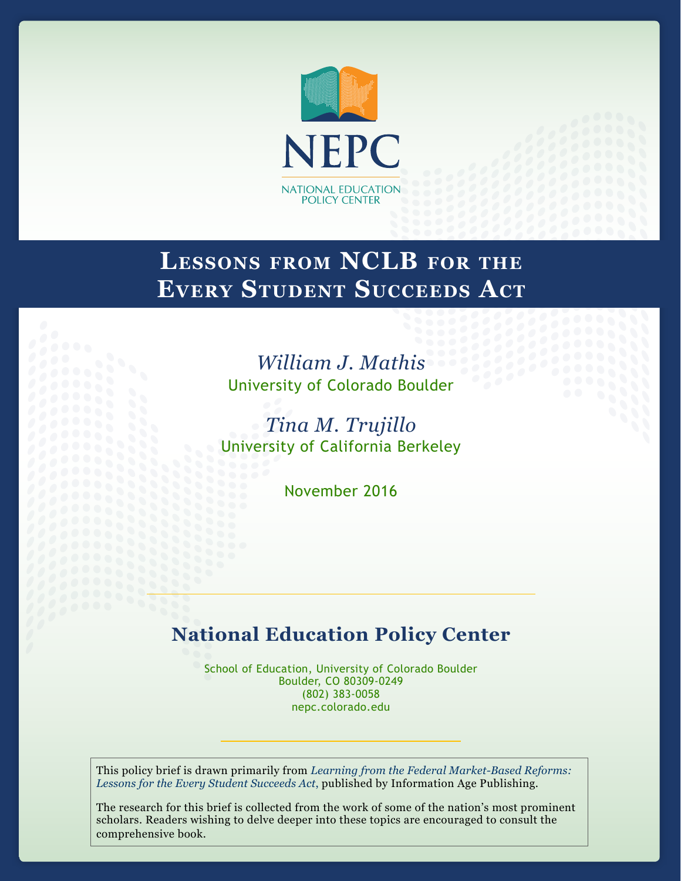NEPC

NATIONAL EDUCATION POLICY CENTER

# Lessons from NCLB for the Every Student Succeeds Act

*William J. Mathis*

University of Colorado Boulder

*Tina M. Trujillo*

University of California Berkeley

November 2016

## National Education Policy Center

School of Education, University of Colorado Boulder
Boulder, CO 80309-0249
(802) 383-0058
nepc.colorado.edu

This policy brief is drawn primarily from *Learning from the Federal Market-Based Reforms: Lessons for the Every Student Succeeds Act,* published by Information Age Publishing.

The research for this brief is collected from the work of some of the nation's most prominent scholars. Readers wishing to delve deeper into these topics are encouraged to consult the comprehensive book.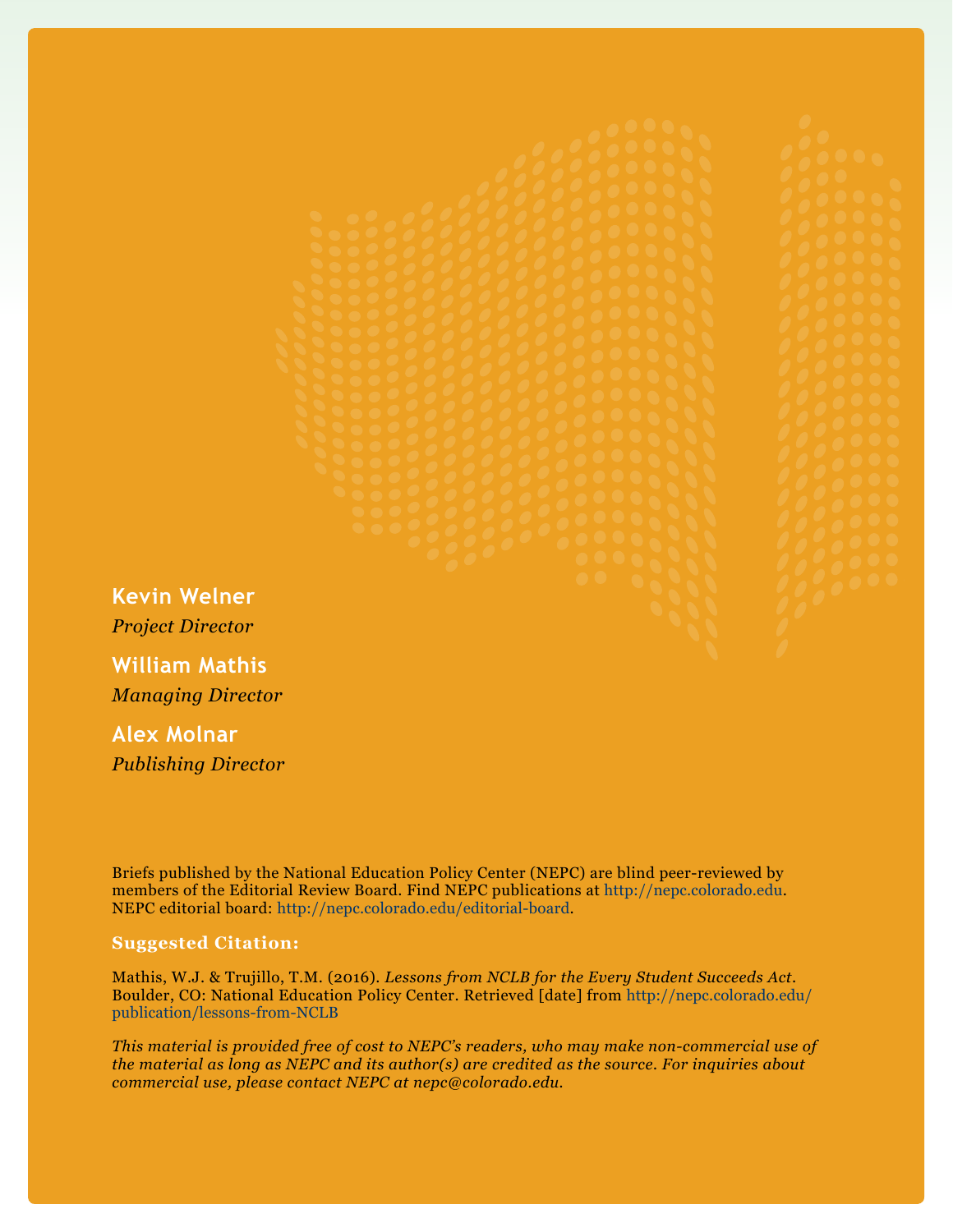**Kevin Welner**
*Project Director*

**William Mathis**
*Managing Director*

**Alex Molnar**
*Publishing Director*

Briefs published by the National Education Policy Center (NEPC) are blind peer-reviewed by members of the Editorial Review Board. Find NEPC publications at http://nepc.colorado.edu. NEPC editorial board: http://nepc.colorado.edu/editorial-board.

**Suggested Citation:**

Mathis, W.J. & Trujillo, T.M. (2016). *Lessons from NCLB for the Every Student Succeeds Act*. Boulder, CO: National Education Policy Center. Retrieved [date] from http://nepc.colorado.edu/publication/lessons-from-NCLB

*This material is provided free of cost to NEPC's readers, who may make non-commercial use of the material as long as NEPC and its author(s) are credited as the source. For inquiries about commercial use, please contact NEPC at nepc@colorado.edu.*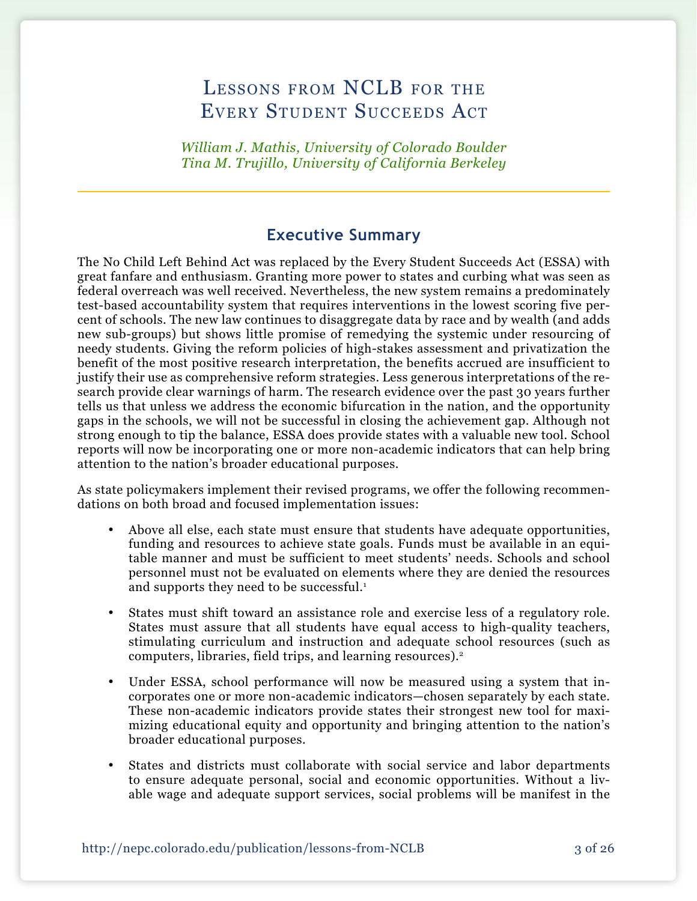# Lessons from NCLB for the Every Student Succeeds Act

*William J. Mathis, University of Colorado Boulder*
*Tina M. Trujillo, University of California Berkeley*

## Executive Summary

The No Child Left Behind Act was replaced by the Every Student Succeeds Act (ESSA) with great fanfare and enthusiasm. Granting more power to states and curbing what was seen as federal overreach was well received. Nevertheless, the new system remains a predominately test-based accountability system that requires interventions in the lowest scoring five percent of schools. The new law continues to disaggregate data by race and by wealth (and adds new sub-groups) but shows little promise of remedying the systemic under resourcing of needy students. Giving the reform policies of high-stakes assessment and privatization the benefit of the most positive research interpretation, the benefits accrued are insufficient to justify their use as comprehensive reform strategies. Less generous interpretations of the research provide clear warnings of harm. The research evidence over the past 30 years further tells us that unless we address the economic bifurcation in the nation, and the opportunity gaps in the schools, we will not be successful in closing the achievement gap. Although not strong enough to tip the balance, ESSA does provide states with a valuable new tool. School reports will now be incorporating one or more non-academic indicators that can help bring attention to the nation's broader educational purposes.

As state policymakers implement their revised programs, we offer the following recommendations on both broad and focused implementation issues:

- Above all else, each state must ensure that students have adequate opportunities, funding and resources to achieve state goals. Funds must be available in an equitable manner and must be sufficient to meet students' needs. Schools and school personnel must not be evaluated on elements where they are denied the resources and supports they need to be successful.[1]
- States must shift toward an assistance role and exercise less of a regulatory role. States must assure that all students have equal access to high-quality teachers, stimulating curriculum and instruction and adequate school resources (such as computers, libraries, field trips, and learning resources).[2]
- Under ESSA, school performance will now be measured using a system that incorporates one or more non-academic indicators—chosen separately by each state. These non-academic indicators provide states their strongest new tool for maximizing educational equity and opportunity and bringing attention to the nation's broader educational purposes.
- States and districts must collaborate with social service and labor departments to ensure adequate personal, social and economic opportunities. Without a livable wage and adequate support services, social problems will be manifest in the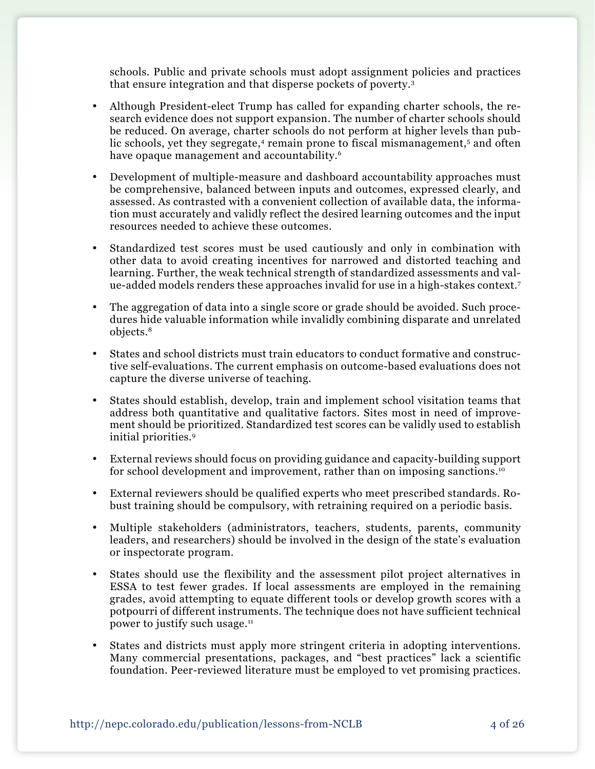schools. Public and private schools must adopt assignment policies and practices that ensure integration and that disperse pockets of poverty.[3]

- Although President-elect Trump has called for expanding charter schools, the research evidence does not support expansion. The number of charter schools should be reduced. On average, charter schools do not perform at higher levels than public schools, yet they segregate,[4] remain prone to fiscal mismanagement,[5] and often have opaque management and accountability.[6]

- Development of multiple-measure and dashboard accountability approaches must be comprehensive, balanced between inputs and outcomes, expressed clearly, and assessed. As contrasted with a convenient collection of available data, the information must accurately and validly reflect the desired learning outcomes and the input resources needed to achieve these outcomes.

- Standardized test scores must be used cautiously and only in combination with other data to avoid creating incentives for narrowed and distorted teaching and learning. Further, the weak technical strength of standardized assessments and value-added models renders these approaches invalid for use in a high-stakes context.[7]

- The aggregation of data into a single score or grade should be avoided. Such procedures hide valuable information while invalidly combining disparate and unrelated objects.[8]

- States and school districts must train educators to conduct formative and constructive self-evaluations. The current emphasis on outcome-based evaluations does not capture the diverse universe of teaching.

- States should establish, develop, train and implement school visitation teams that address both quantitative and qualitative factors. Sites most in need of improvement should be prioritized. Standardized test scores can be validly used to establish initial priorities.[9]

- External reviews should focus on providing guidance and capacity-building support for school development and improvement, rather than on imposing sanctions.[10]

- External reviewers should be qualified experts who meet prescribed standards. Robust training should be compulsory, with retraining required on a periodic basis.

- Multiple stakeholders (administrators, teachers, students, parents, community leaders, and researchers) should be involved in the design of the state's evaluation or inspectorate program.

- States should use the flexibility and the assessment pilot project alternatives in ESSA to test fewer grades. If local assessments are employed in the remaining grades, avoid attempting to equate different tools or develop growth scores with a potpourri of different instruments. The technique does not have sufficient technical power to justify such usage.[11]

- States and districts must apply more stringent criteria in adopting interventions. Many commercial presentations, packages, and "best practices" lack a scientific foundation. Peer-reviewed literature must be employed to vet promising practices.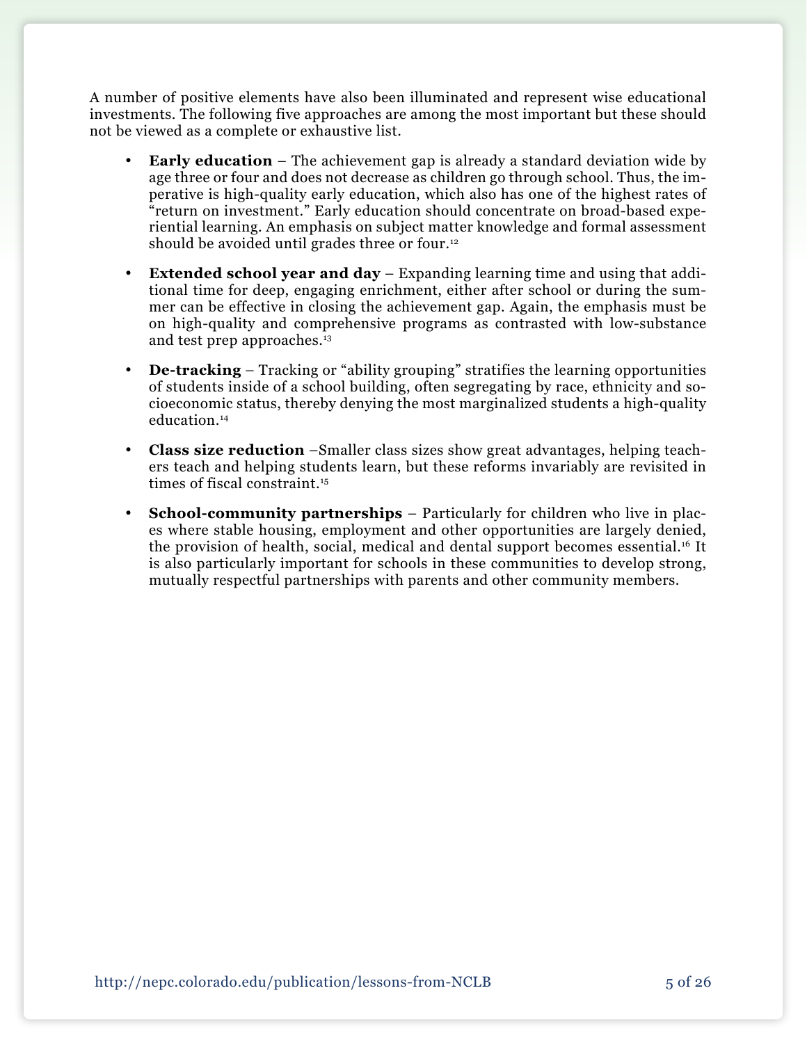A number of positive elements have also been illuminated and represent wise educational investments. The following five approaches are among the most important but these should not be viewed as a complete or exhaustive list.

- **Early education** – The achievement gap is already a standard deviation wide by age three or four and does not decrease as children go through school. Thus, the imperative is high-quality early education, which also has one of the highest rates of "return on investment." Early education should concentrate on broad-based experiential learning. An emphasis on subject matter knowledge and formal assessment should be avoided until grades three or four.[12]

- **Extended school year and day** – Expanding learning time and using that additional time for deep, engaging enrichment, either after school or during the summer can be effective in closing the achievement gap. Again, the emphasis must be on high-quality and comprehensive programs as contrasted with low-substance and test prep approaches.[13]

- **De-tracking** – Tracking or "ability grouping" stratifies the learning opportunities of students inside of a school building, often segregating by race, ethnicity and socioeconomic status, thereby denying the most marginalized students a high-quality education.[14]

- **Class size reduction** –Smaller class sizes show great advantages, helping teachers teach and helping students learn, but these reforms invariably are revisited in times of fiscal constraint.[15]

- **School-community partnerships** – Particularly for children who live in places where stable housing, employment and other opportunities are largely denied, the provision of health, social, medical and dental support becomes essential.[16] It is also particularly important for schools in these communities to develop strong, mutually respectful partnerships with parents and other community members.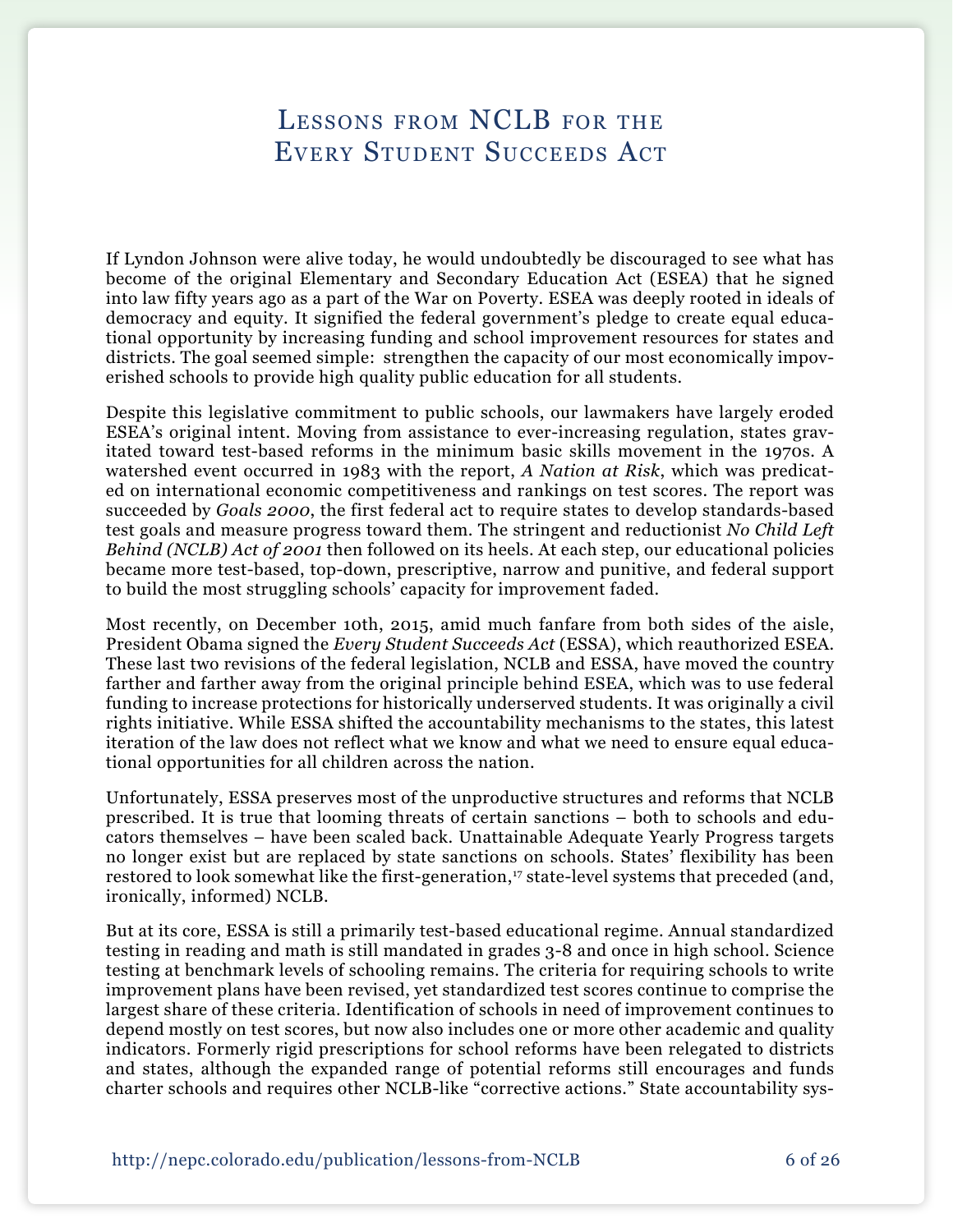# Lessons from NCLB for the Every Student Succeeds Act

If Lyndon Johnson were alive today, he would undoubtedly be discouraged to see what has become of the original Elementary and Secondary Education Act (ESEA) that he signed into law fifty years ago as a part of the War on Poverty. ESEA was deeply rooted in ideals of democracy and equity. It signified the federal government's pledge to create equal educational opportunity by increasing funding and school improvement resources for states and districts. The goal seemed simple: strengthen the capacity of our most economically impoverished schools to provide high quality public education for all students.

Despite this legislative commitment to public schools, our lawmakers have largely eroded ESEA's original intent. Moving from assistance to ever-increasing regulation, states gravitated toward test-based reforms in the minimum basic skills movement in the 1970s. A watershed event occurred in 1983 with the report, *A Nation at Risk*, which was predicated on international economic competitiveness and rankings on test scores. The report was succeeded by *Goals 2000*, the first federal act to require states to develop standards-based test goals and measure progress toward them. The stringent and reductionist *No Child Left Behind (NCLB) Act of 2001* then followed on its heels. At each step, our educational policies became more test-based, top-down, prescriptive, narrow and punitive, and federal support to build the most struggling schools' capacity for improvement faded.

Most recently, on December 10th, 2015, amid much fanfare from both sides of the aisle, President Obama signed the *Every Student Succeeds Act* (ESSA), which reauthorized ESEA. These last two revisions of the federal legislation, NCLB and ESSA, have moved the country farther and farther away from the original principle behind ESEA, which was to use federal funding to increase protections for historically underserved students. It was originally a civil rights initiative. While ESSA shifted the accountability mechanisms to the states, this latest iteration of the law does not reflect what we know and what we need to ensure equal educational opportunities for all children across the nation.

Unfortunately, ESSA preserves most of the unproductive structures and reforms that NCLB prescribed. It is true that looming threats of certain sanctions – both to schools and educators themselves – have been scaled back. Unattainable Adequate Yearly Progress targets no longer exist but are replaced by state sanctions on schools. States' flexibility has been restored to look somewhat like the first-generation,[17] state-level systems that preceded (and, ironically, informed) NCLB.

But at its core, ESSA is still a primarily test-based educational regime. Annual standardized testing in reading and math is still mandated in grades 3-8 and once in high school. Science testing at benchmark levels of schooling remains. The criteria for requiring schools to write improvement plans have been revised, yet standardized test scores continue to comprise the largest share of these criteria. Identification of schools in need of improvement continues to depend mostly on test scores, but now also includes one or more other academic and quality indicators. Formerly rigid prescriptions for school reforms have been relegated to districts and states, although the expanded range of potential reforms still encourages and funds charter schools and requires other NCLB-like "corrective actions." State accountability sys-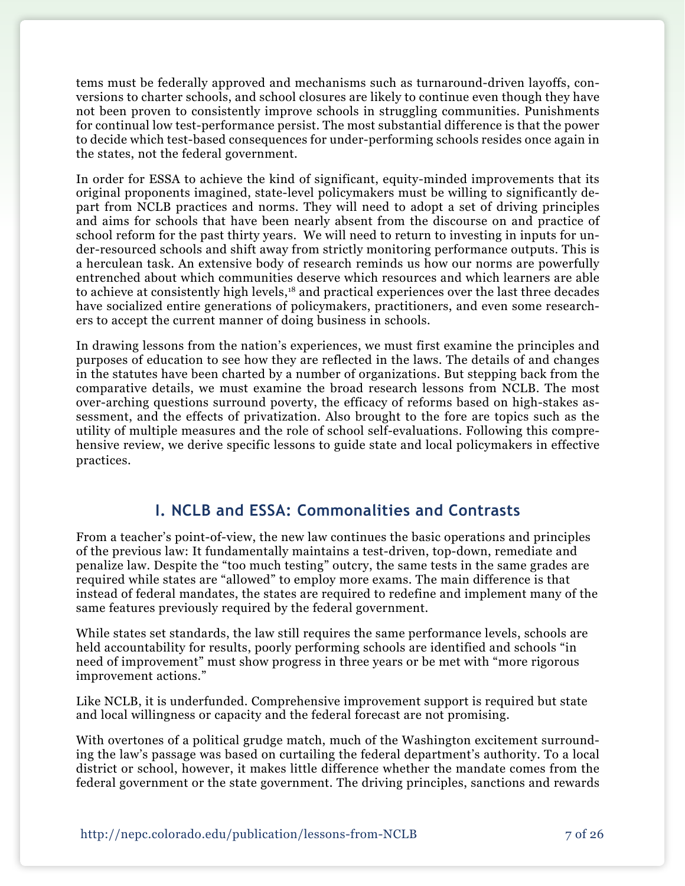tems must be federally approved and mechanisms such as turnaround-driven layoffs, conversions to charter schools, and school closures are likely to continue even though they have not been proven to consistently improve schools in struggling communities. Punishments for continual low test-performance persist. The most substantial difference is that the power to decide which test-based consequences for under-performing schools resides once again in the states, not the federal government.

In order for ESSA to achieve the kind of significant, equity-minded improvements that its original proponents imagined, state-level policymakers must be willing to significantly depart from NCLB practices and norms. They will need to adopt a set of driving principles and aims for schools that have been nearly absent from the discourse on and practice of school reform for the past thirty years. We will need to return to investing in inputs for under-resourced schools and shift away from strictly monitoring performance outputs. This is a herculean task. An extensive body of research reminds us how our norms are powerfully entrenched about which communities deserve which resources and which learners are able to achieve at consistently high levels,[18] and practical experiences over the last three decades have socialized entire generations of policymakers, practitioners, and even some researchers to accept the current manner of doing business in schools.

In drawing lessons from the nation's experiences, we must first examine the principles and purposes of education to see how they are reflected in the laws. The details of and changes in the statutes have been charted by a number of organizations. But stepping back from the comparative details, we must examine the broad research lessons from NCLB. The most over-arching questions surround poverty, the efficacy of reforms based on high-stakes assessment, and the effects of privatization. Also brought to the fore are topics such as the utility of multiple measures and the role of school self-evaluations. Following this comprehensive review, we derive specific lessons to guide state and local policymakers in effective practices.

## I. NCLB and ESSA: Commonalities and Contrasts

From a teacher's point-of-view, the new law continues the basic operations and principles of the previous law: It fundamentally maintains a test-driven, top-down, remediate and penalize law. Despite the "too much testing" outcry, the same tests in the same grades are required while states are "allowed" to employ more exams. The main difference is that instead of federal mandates, the states are required to redefine and implement many of the same features previously required by the federal government.

While states set standards, the law still requires the same performance levels, schools are held accountability for results, poorly performing schools are identified and schools "in need of improvement" must show progress in three years or be met with "more rigorous improvement actions."

Like NCLB, it is underfunded. Comprehensive improvement support is required but state and local willingness or capacity and the federal forecast are not promising.

With overtones of a political grudge match, much of the Washington excitement surrounding the law's passage was based on curtailing the federal department's authority. To a local district or school, however, it makes little difference whether the mandate comes from the federal government or the state government. The driving principles, sanctions and rewards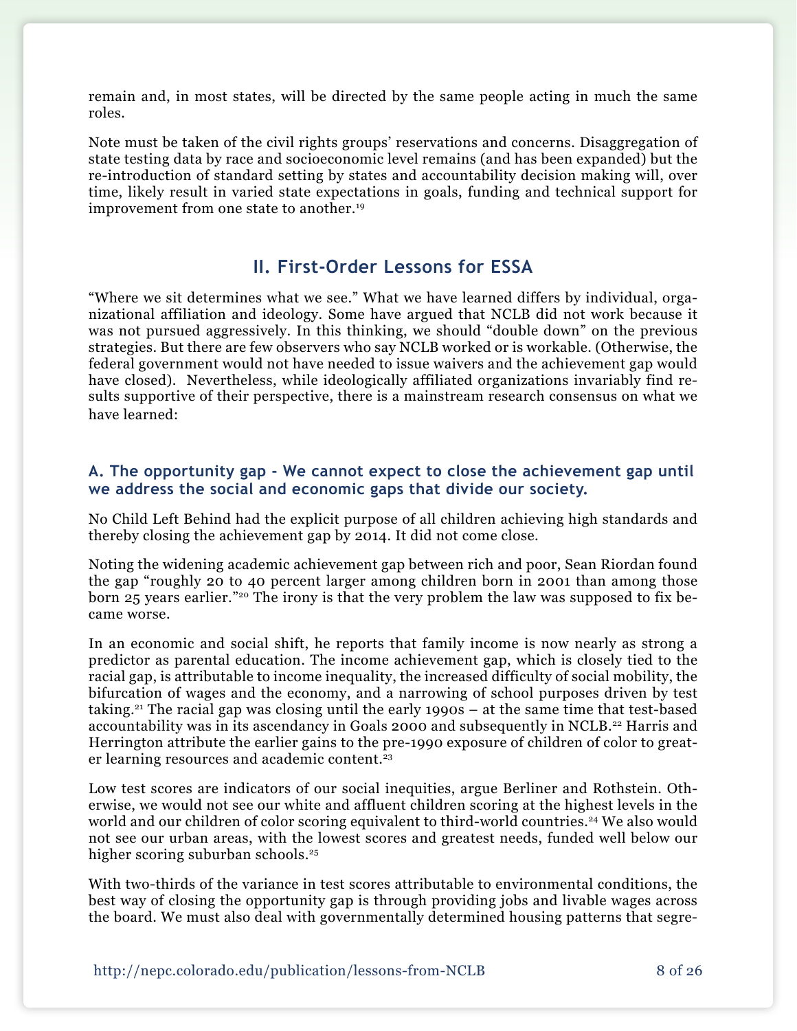remain and, in most states, will be directed by the same people acting in much the same roles.

Note must be taken of the civil rights groups' reservations and concerns. Disaggregation of state testing data by race and socioeconomic level remains (and has been expanded) but the re-introduction of standard setting by states and accountability decision making will, over time, likely result in varied state expectations in goals, funding and technical support for improvement from one state to another.[19]

## II. First-Order Lessons for ESSA

"Where we sit determines what we see." What we have learned differs by individual, organizational affiliation and ideology. Some have argued that NCLB did not work because it was not pursued aggressively. In this thinking, we should "double down" on the previous strategies. But there are few observers who say NCLB worked or is workable. (Otherwise, the federal government would not have needed to issue waivers and the achievement gap would have closed). Nevertheless, while ideologically affiliated organizations invariably find results supportive of their perspective, there is a mainstream research consensus on what we have learned:

### A. The opportunity gap - We cannot expect to close the achievement gap until we address the social and economic gaps that divide our society.

No Child Left Behind had the explicit purpose of all children achieving high standards and thereby closing the achievement gap by 2014. It did not come close.

Noting the widening academic achievement gap between rich and poor, Sean Riordan found the gap "roughly 20 to 40 percent larger among children born in 2001 than among those born 25 years earlier."[20] The irony is that the very problem the law was supposed to fix became worse.

In an economic and social shift, he reports that family income is now nearly as strong a predictor as parental education. The income achievement gap, which is closely tied to the racial gap, is attributable to income inequality, the increased difficulty of social mobility, the bifurcation of wages and the economy, and a narrowing of school purposes driven by test taking.[21] The racial gap was closing until the early 1990s – at the same time that test-based accountability was in its ascendancy in Goals 2000 and subsequently in NCLB.[22] Harris and Herrington attribute the earlier gains to the pre-1990 exposure of children of color to greater learning resources and academic content.[23]

Low test scores are indicators of our social inequities, argue Berliner and Rothstein. Otherwise, we would not see our white and affluent children scoring at the highest levels in the world and our children of color scoring equivalent to third-world countries.[24] We also would not see our urban areas, with the lowest scores and greatest needs, funded well below our higher scoring suburban schools.[25]

With two-thirds of the variance in test scores attributable to environmental conditions, the best way of closing the opportunity gap is through providing jobs and livable wages across the board. We must also deal with governmentally determined housing patterns that segre-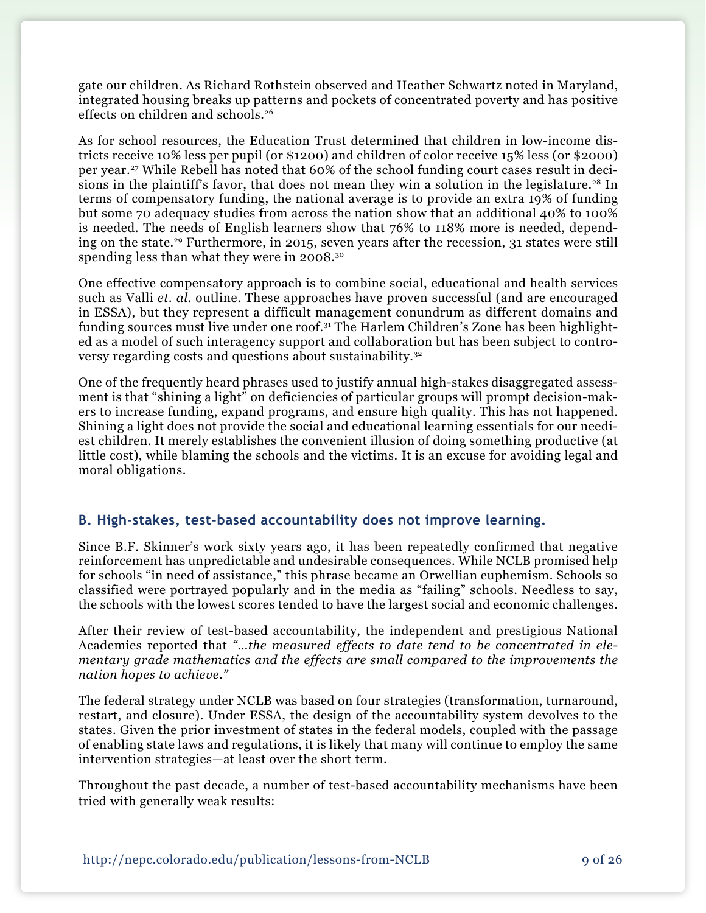gate our children. As Richard Rothstein observed and Heather Schwartz noted in Maryland, integrated housing breaks up patterns and pockets of concentrated poverty and has positive effects on children and schools.[26]

As for school resources, the Education Trust determined that children in low-income districts receive 10% less per pupil (or $1200) and children of color receive 15% less (or $2000) per year.[27] While Rebell has noted that 60% of the school funding court cases result in decisions in the plaintiff's favor, that does not mean they win a solution in the legislature.[28] In terms of compensatory funding, the national average is to provide an extra 19% of funding but some 70 adequacy studies from across the nation show that an additional 40% to 100% is needed. The needs of English learners show that 76% to 118% more is needed, depending on the state.[29] Furthermore, in 2015, seven years after the recession, 31 states were still spending less than what they were in 2008.[30]

One effective compensatory approach is to combine social, educational and health services such as Valli *et. al.* outline. These approaches have proven successful (and are encouraged in ESSA), but they represent a difficult management conundrum as different domains and funding sources must live under one roof.[31] The Harlem Children's Zone has been highlighted as a model of such interagency support and collaboration but has been subject to controversy regarding costs and questions about sustainability.[32]

One of the frequently heard phrases used to justify annual high-stakes disaggregated assessment is that "shining a light" on deficiencies of particular groups will prompt decision-makers to increase funding, expand programs, and ensure high quality. This has not happened. Shining a light does not provide the social and educational learning essentials for our neediest children. It merely establishes the convenient illusion of doing something productive (at little cost), while blaming the schools and the victims. It is an excuse for avoiding legal and moral obligations.

### B. High-stakes, test-based accountability does not improve learning.

Since B.F. Skinner's work sixty years ago, it has been repeatedly confirmed that negative reinforcement has unpredictable and undesirable consequences. While NCLB promised help for schools "in need of assistance," this phrase became an Orwellian euphemism. Schools so classified were portrayed popularly and in the media as "failing" schools. Needless to say, the schools with the lowest scores tended to have the largest social and economic challenges.

After their review of test-based accountability, the independent and prestigious National Academies reported that *"…the measured effects to date tend to be concentrated in elementary grade mathematics and the effects are small compared to the improvements the nation hopes to achieve."*

The federal strategy under NCLB was based on four strategies (transformation, turnaround, restart, and closure). Under ESSA, the design of the accountability system devolves to the states. Given the prior investment of states in the federal models, coupled with the passage of enabling state laws and regulations, it is likely that many will continue to employ the same intervention strategies—at least over the short term.

Throughout the past decade, a number of test-based accountability mechanisms have been tried with generally weak results: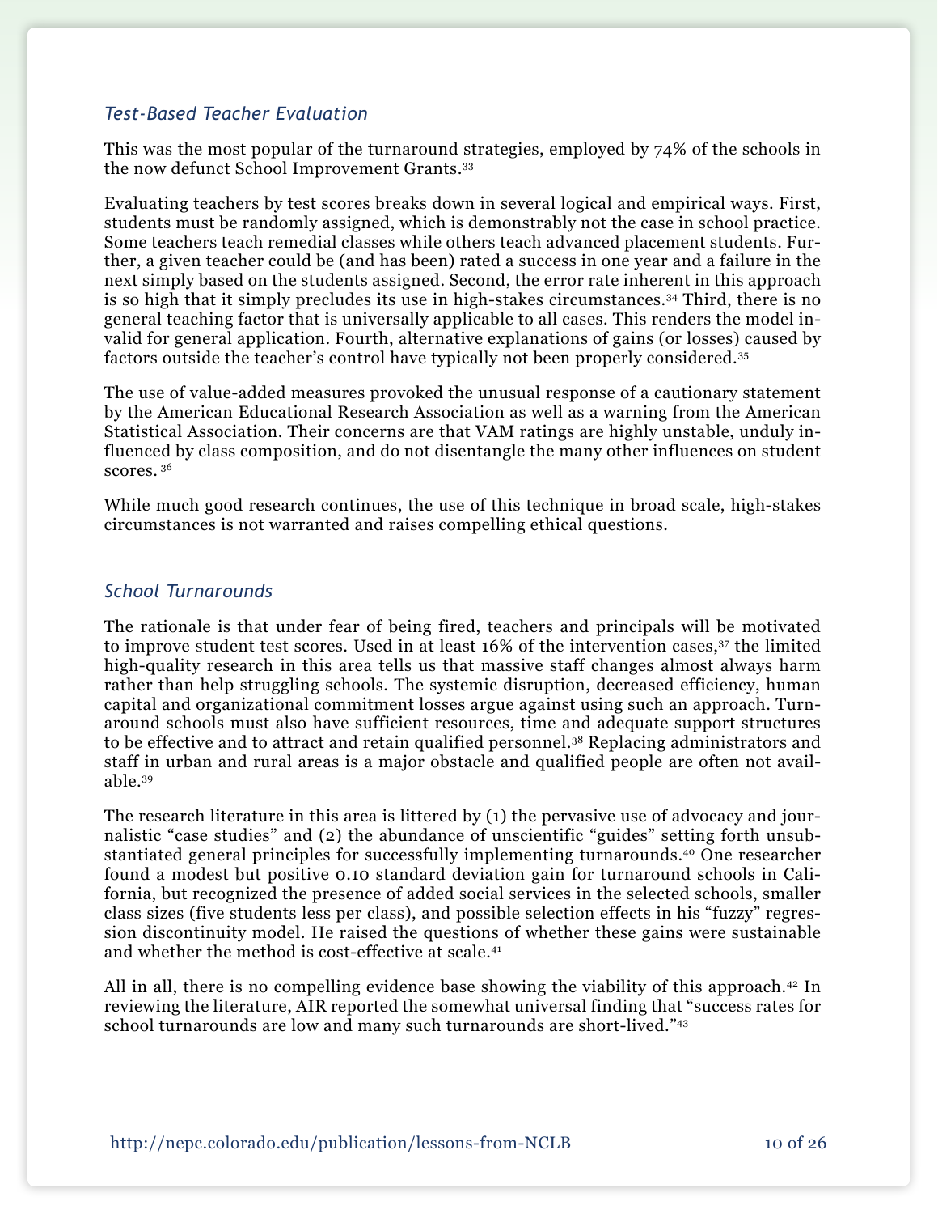### *Test-Based Teacher Evaluation*

This was the most popular of the turnaround strategies, employed by 74% of the schools in the now defunct School Improvement Grants.[33]

Evaluating teachers by test scores breaks down in several logical and empirical ways. First, students must be randomly assigned, which is demonstrably not the case in school practice. Some teachers teach remedial classes while others teach advanced placement students. Further, a given teacher could be (and has been) rated a success in one year and a failure in the next simply based on the students assigned. Second, the error rate inherent in this approach is so high that it simply precludes its use in high-stakes circumstances.[34] Third, there is no general teaching factor that is universally applicable to all cases. This renders the model invalid for general application. Fourth, alternative explanations of gains (or losses) caused by factors outside the teacher's control have typically not been properly considered.[35]

The use of value-added measures provoked the unusual response of a cautionary statement by the American Educational Research Association as well as a warning from the American Statistical Association. Their concerns are that VAM ratings are highly unstable, unduly influenced by class composition, and do not disentangle the many other influences on student scores.[36]

While much good research continues, the use of this technique in broad scale, high-stakes circumstances is not warranted and raises compelling ethical questions.

### *School Turnarounds*

The rationale is that under fear of being fired, teachers and principals will be motivated to improve student test scores. Used in at least 16% of the intervention cases,[37] the limited high-quality research in this area tells us that massive staff changes almost always harm rather than help struggling schools. The systemic disruption, decreased efficiency, human capital and organizational commitment losses argue against using such an approach. Turnaround schools must also have sufficient resources, time and adequate support structures to be effective and to attract and retain qualified personnel.[38] Replacing administrators and staff in urban and rural areas is a major obstacle and qualified people are often not available.[39]

The research literature in this area is littered by (1) the pervasive use of advocacy and journalistic "case studies" and (2) the abundance of unscientific "guides" setting forth unsubstantiated general principles for successfully implementing turnarounds.[40] One researcher found a modest but positive 0.10 standard deviation gain for turnaround schools in California, but recognized the presence of added social services in the selected schools, smaller class sizes (five students less per class), and possible selection effects in his "fuzzy" regression discontinuity model. He raised the questions of whether these gains were sustainable and whether the method is cost-effective at scale.[41]

All in all, there is no compelling evidence base showing the viability of this approach.[42] In reviewing the literature, AIR reported the somewhat universal finding that "success rates for school turnarounds are low and many such turnarounds are short-lived."[43]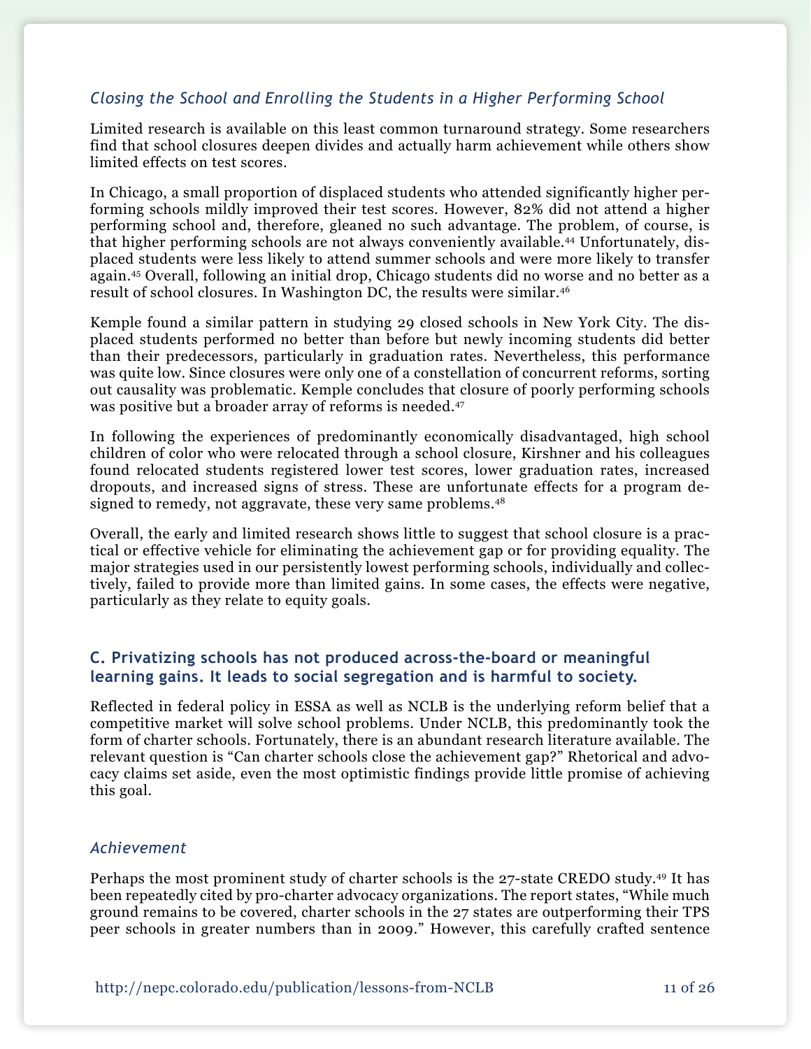### *Closing the School and Enrolling the Students in a Higher Performing School*

Limited research is available on this least common turnaround strategy. Some researchers find that school closures deepen divides and actually harm achievement while others show limited effects on test scores.

In Chicago, a small proportion of displaced students who attended significantly higher performing schools mildly improved their test scores. However, 82% did not attend a higher performing school and, therefore, gleaned no such advantage. The problem, of course, is that higher performing schools are not always conveniently available.[44] Unfortunately, displaced students were less likely to attend summer schools and were more likely to transfer again.[45] Overall, following an initial drop, Chicago students did no worse and no better as a result of school closures. In Washington DC, the results were similar.[46]

Kemple found a similar pattern in studying 29 closed schools in New York City. The displaced students performed no better than before but newly incoming students did better than their predecessors, particularly in graduation rates. Nevertheless, this performance was quite low. Since closures were only one of a constellation of concurrent reforms, sorting out causality was problematic. Kemple concludes that closure of poorly performing schools was positive but a broader array of reforms is needed.[47]

In following the experiences of predominantly economically disadvantaged, high school children of color who were relocated through a school closure, Kirshner and his colleagues found relocated students registered lower test scores, lower graduation rates, increased dropouts, and increased signs of stress. These are unfortunate effects for a program designed to remedy, not aggravate, these very same problems.[48]

Overall, the early and limited research shows little to suggest that school closure is a practical or effective vehicle for eliminating the achievement gap or for providing equality. The major strategies used in our persistently lowest performing schools, individually and collectively, failed to provide more than limited gains. In some cases, the effects were negative, particularly as they relate to equity goals.

## C. Privatizing schools has not produced across-the-board or meaningful learning gains. It leads to social segregation and is harmful to society.

Reflected in federal policy in ESSA as well as NCLB is the underlying reform belief that a competitive market will solve school problems. Under NCLB, this predominantly took the form of charter schools. Fortunately, there is an abundant research literature available. The relevant question is "Can charter schools close the achievement gap?" Rhetorical and advocacy claims set aside, even the most optimistic findings provide little promise of achieving this goal.

### *Achievement*

Perhaps the most prominent study of charter schools is the 27-state CREDO study.[49] It has been repeatedly cited by pro-charter advocacy organizations. The report states, "While much ground remains to be covered, charter schools in the 27 states are outperforming their TPS peer schools in greater numbers than in 2009." However, this carefully crafted sentence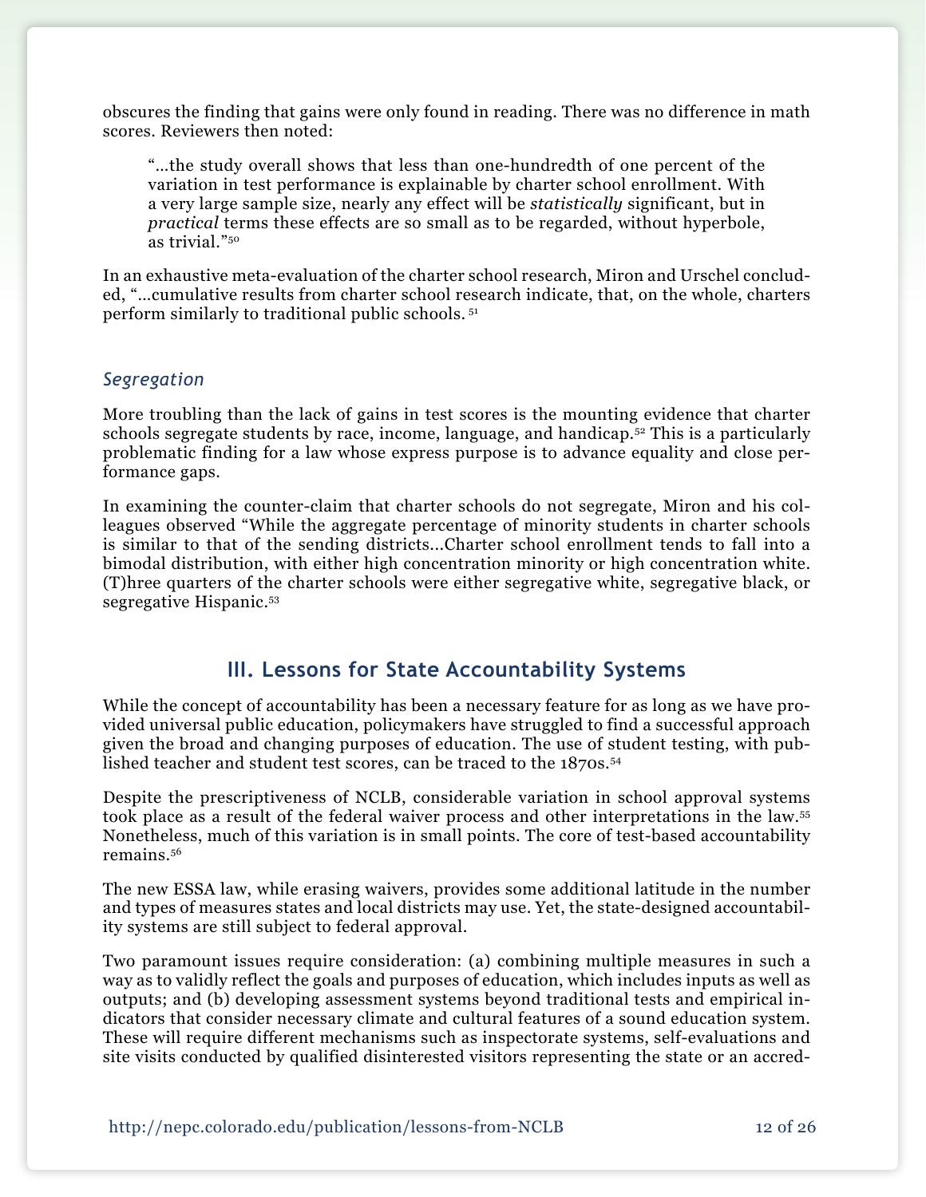obscures the finding that gains were only found in reading. There was no difference in math scores. Reviewers then noted:

> "…the study overall shows that less than one-hundredth of one percent of the variation in test performance is explainable by charter school enrollment. With a very large sample size, nearly any effect will be *statistically* significant, but in *practical* terms these effects are so small as to be regarded, without hyperbole, as trivial."[50]

In an exhaustive meta-evaluation of the charter school research, Miron and Urschel concluded, "…cumulative results from charter school research indicate, that, on the whole, charters perform similarly to traditional public schools. [51]

### *Segregation*

More troubling than the lack of gains in test scores is the mounting evidence that charter schools segregate students by race, income, language, and handicap.[52] This is a particularly problematic finding for a law whose express purpose is to advance equality and close performance gaps.

In examining the counter-claim that charter schools do not segregate, Miron and his colleagues observed "While the aggregate percentage of minority students in charter schools is similar to that of the sending districts…Charter school enrollment tends to fall into a bimodal distribution, with either high concentration minority or high concentration white. (T)hree quarters of the charter schools were either segregative white, segregative black, or segregative Hispanic.[53]

## III. Lessons for State Accountability Systems

While the concept of accountability has been a necessary feature for as long as we have provided universal public education, policymakers have struggled to find a successful approach given the broad and changing purposes of education. The use of student testing, with published teacher and student test scores, can be traced to the 1870s.[54]

Despite the prescriptiveness of NCLB, considerable variation in school approval systems took place as a result of the federal waiver process and other interpretations in the law.[55] Nonetheless, much of this variation is in small points. The core of test-based accountability remains.[56]

The new ESSA law, while erasing waivers, provides some additional latitude in the number and types of measures states and local districts may use. Yet, the state-designed accountability systems are still subject to federal approval.

Two paramount issues require consideration: (a) combining multiple measures in such a way as to validly reflect the goals and purposes of education, which includes inputs as well as outputs; and (b) developing assessment systems beyond traditional tests and empirical indicators that consider necessary climate and cultural features of a sound education system. These will require different mechanisms such as inspectorate systems, self-evaluations and site visits conducted by qualified disinterested visitors representing the state or an accred-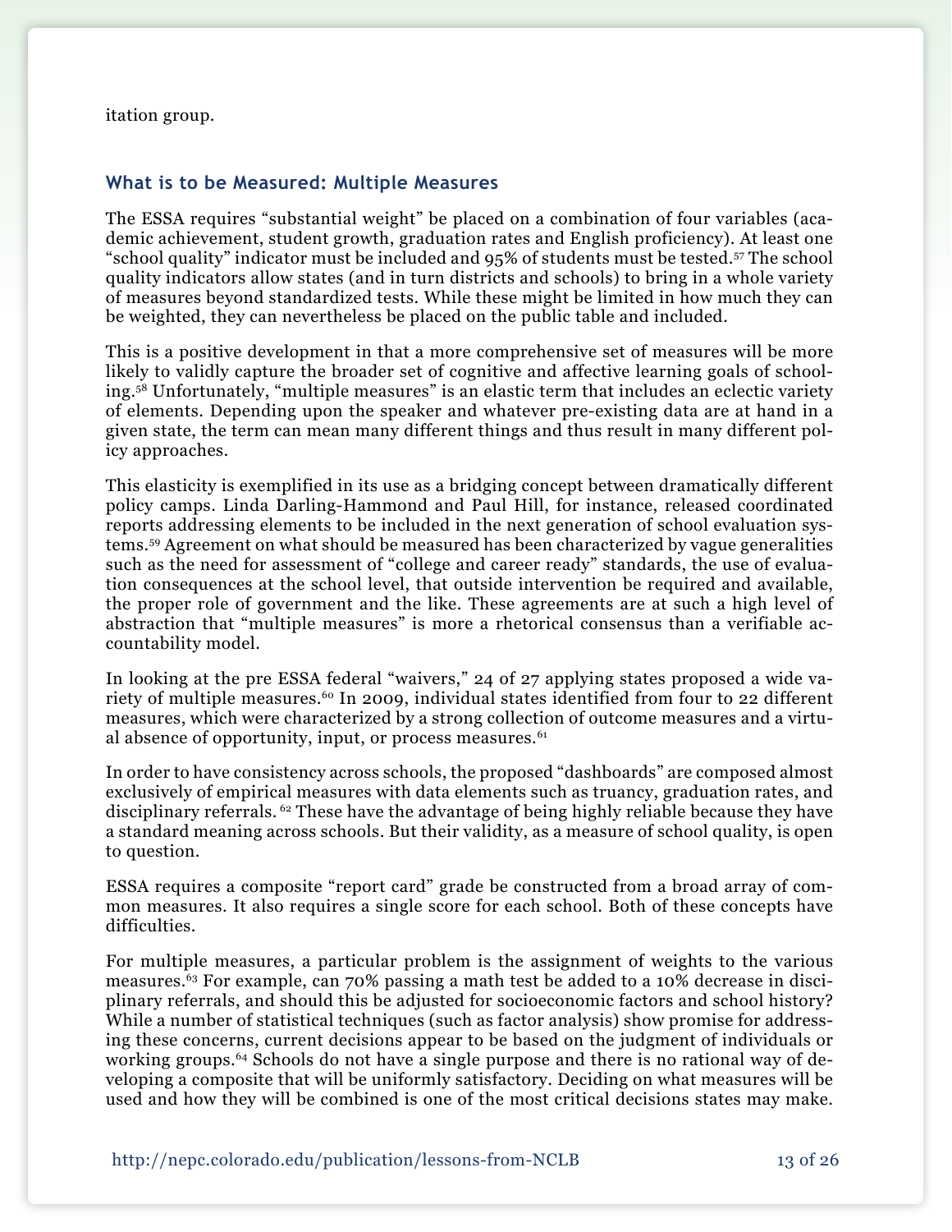itation group.

## What is to be Measured: Multiple Measures

The ESSA requires "substantial weight" be placed on a combination of four variables (academic achievement, student growth, graduation rates and English proficiency). At least one "school quality" indicator must be included and 95% of students must be tested.[57] The school quality indicators allow states (and in turn districts and schools) to bring in a whole variety of measures beyond standardized tests. While these might be limited in how much they can be weighted, they can nevertheless be placed on the public table and included.

This is a positive development in that a more comprehensive set of measures will be more likely to validly capture the broader set of cognitive and affective learning goals of schooling.[58] Unfortunately, "multiple measures" is an elastic term that includes an eclectic variety of elements. Depending upon the speaker and whatever pre-existing data are at hand in a given state, the term can mean many different things and thus result in many different policy approaches.

This elasticity is exemplified in its use as a bridging concept between dramatically different policy camps. Linda Darling-Hammond and Paul Hill, for instance, released coordinated reports addressing elements to be included in the next generation of school evaluation systems.[59] Agreement on what should be measured has been characterized by vague generalities such as the need for assessment of "college and career ready" standards, the use of evaluation consequences at the school level, that outside intervention be required and available, the proper role of government and the like. These agreements are at such a high level of abstraction that "multiple measures" is more a rhetorical consensus than a verifiable accountability model.

In looking at the pre ESSA federal "waivers," 24 of 27 applying states proposed a wide variety of multiple measures.[60] In 2009, individual states identified from four to 22 different measures, which were characterized by a strong collection of outcome measures and a virtual absence of opportunity, input, or process measures.[61]

In order to have consistency across schools, the proposed "dashboards" are composed almost exclusively of empirical measures with data elements such as truancy, graduation rates, and disciplinary referrals. [62] These have the advantage of being highly reliable because they have a standard meaning across schools. But their validity, as a measure of school quality, is open to question.

ESSA requires a composite "report card" grade be constructed from a broad array of common measures. It also requires a single score for each school. Both of these concepts have difficulties.

For multiple measures, a particular problem is the assignment of weights to the various measures.[63] For example, can 70% passing a math test be added to a 10% decrease in disciplinary referrals, and should this be adjusted for socioeconomic factors and school history? While a number of statistical techniques (such as factor analysis) show promise for addressing these concerns, current decisions appear to be based on the judgment of individuals or working groups.[64] Schools do not have a single purpose and there is no rational way of developing a composite that will be uniformly satisfactory. Deciding on what measures will be used and how they will be combined is one of the most critical decisions states may make.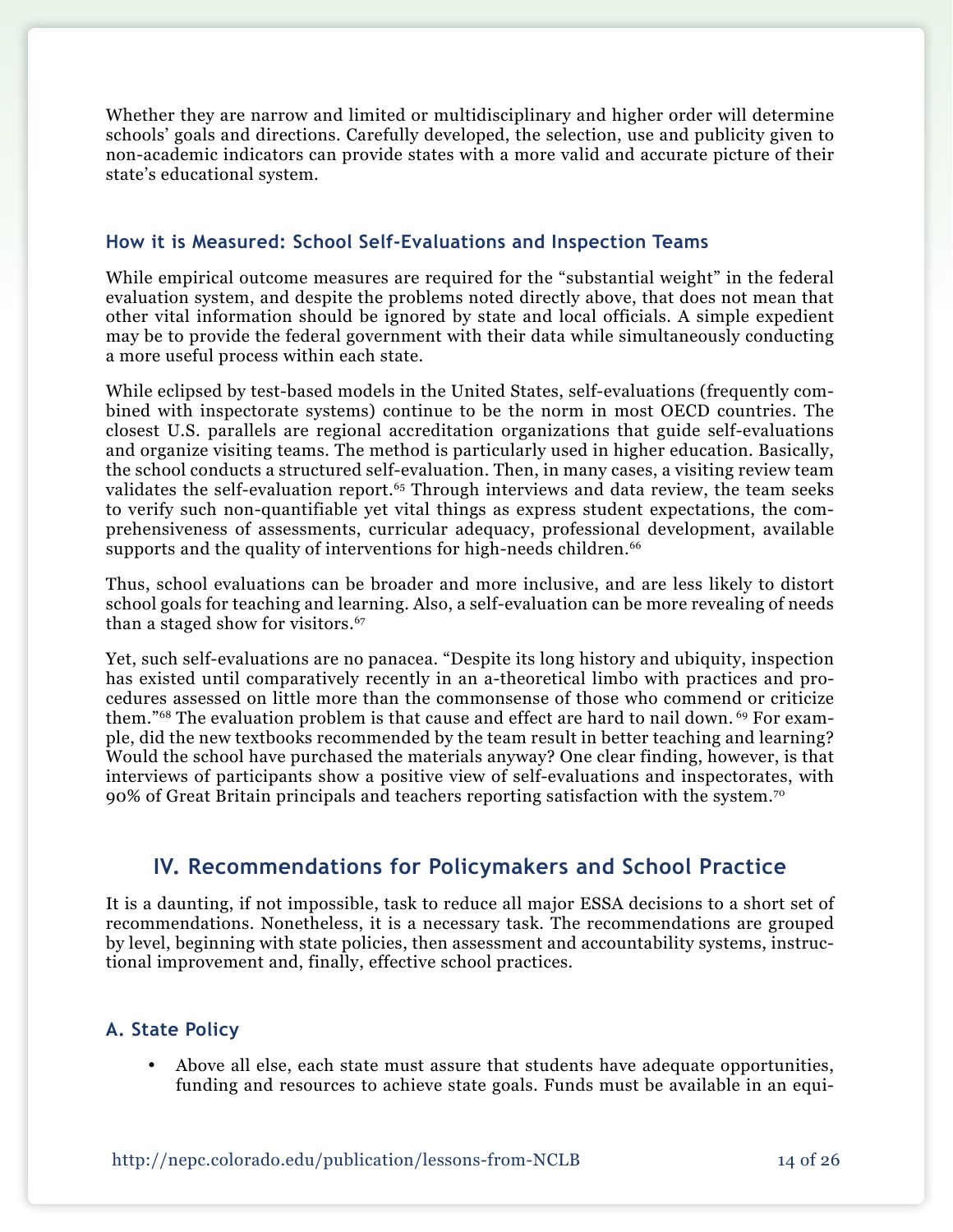Whether they are narrow and limited or multidisciplinary and higher order will determine schools' goals and directions. Carefully developed, the selection, use and publicity given to non-academic indicators can provide states with a more valid and accurate picture of their state's educational system.

### How it is Measured: School Self-Evaluations and Inspection Teams

While empirical outcome measures are required for the "substantial weight" in the federal evaluation system, and despite the problems noted directly above, that does not mean that other vital information should be ignored by state and local officials. A simple expedient may be to provide the federal government with their data while simultaneously conducting a more useful process within each state.

While eclipsed by test-based models in the United States, self-evaluations (frequently combined with inspectorate systems) continue to be the norm in most OECD countries. The closest U.S. parallels are regional accreditation organizations that guide self-evaluations and organize visiting teams. The method is particularly used in higher education. Basically, the school conducts a structured self-evaluation. Then, in many cases, a visiting review team validates the self-evaluation report.[65] Through interviews and data review, the team seeks to verify such non-quantifiable yet vital things as express student expectations, the comprehensiveness of assessments, curricular adequacy, professional development, available supports and the quality of interventions for high-needs children.[66]

Thus, school evaluations can be broader and more inclusive, and are less likely to distort school goals for teaching and learning. Also, a self-evaluation can be more revealing of needs than a staged show for visitors.[67]

Yet, such self-evaluations are no panacea. "Despite its long history and ubiquity, inspection has existed until comparatively recently in an a-theoretical limbo with practices and procedures assessed on little more than the commonsense of those who commend or criticize them."[68] The evaluation problem is that cause and effect are hard to nail down.[69] For example, did the new textbooks recommended by the team result in better teaching and learning? Would the school have purchased the materials anyway? One clear finding, however, is that interviews of participants show a positive view of self-evaluations and inspectorates, with 90% of Great Britain principals and teachers reporting satisfaction with the system.[70]

## IV. Recommendations for Policymakers and School Practice

It is a daunting, if not impossible, task to reduce all major ESSA decisions to a short set of recommendations. Nonetheless, it is a necessary task. The recommendations are grouped by level, beginning with state policies, then assessment and accountability systems, instructional improvement and, finally, effective school practices.

### A. State Policy

- Above all else, each state must assure that students have adequate opportunities, funding and resources to achieve state goals. Funds must be available in an equi-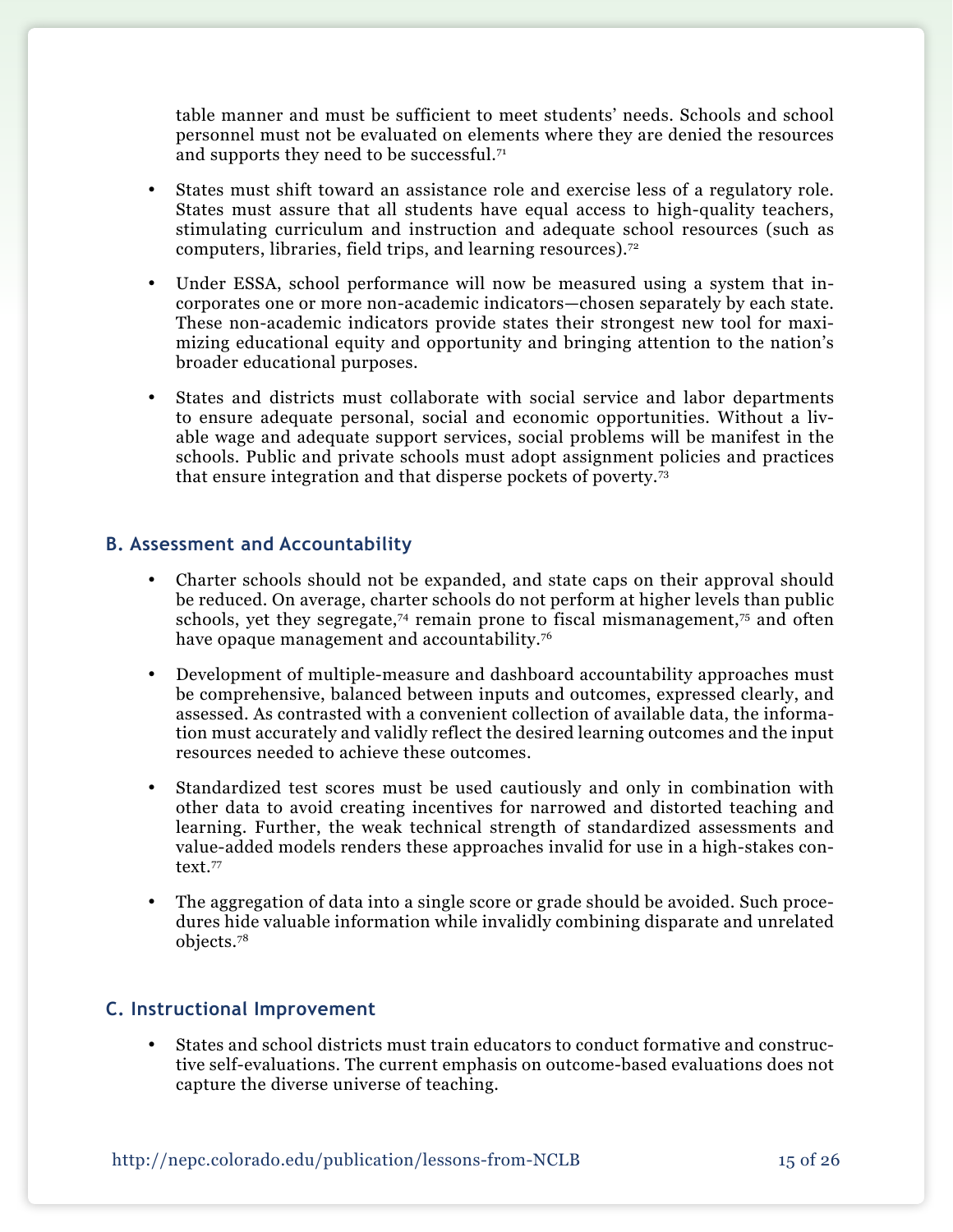table manner and must be sufficient to meet students' needs. Schools and school personnel must not be evaluated on elements where they are denied the resources and supports they need to be successful.[71]

- States must shift toward an assistance role and exercise less of a regulatory role. States must assure that all students have equal access to high-quality teachers, stimulating curriculum and instruction and adequate school resources (such as computers, libraries, field trips, and learning resources).[72]
- Under ESSA, school performance will now be measured using a system that incorporates one or more non-academic indicators—chosen separately by each state. These non-academic indicators provide states their strongest new tool for maximizing educational equity and opportunity and bringing attention to the nation's broader educational purposes.
- States and districts must collaborate with social service and labor departments to ensure adequate personal, social and economic opportunities. Without a livable wage and adequate support services, social problems will be manifest in the schools. Public and private schools must adopt assignment policies and practices that ensure integration and that disperse pockets of poverty.[73]

## B. Assessment and Accountability

- Charter schools should not be expanded, and state caps on their approval should be reduced. On average, charter schools do not perform at higher levels than public schools, yet they segregate,[74] remain prone to fiscal mismanagement,[75] and often have opaque management and accountability.[76]
- Development of multiple-measure and dashboard accountability approaches must be comprehensive, balanced between inputs and outcomes, expressed clearly, and assessed. As contrasted with a convenient collection of available data, the information must accurately and validly reflect the desired learning outcomes and the input resources needed to achieve these outcomes.
- Standardized test scores must be used cautiously and only in combination with other data to avoid creating incentives for narrowed and distorted teaching and learning. Further, the weak technical strength of standardized assessments and value-added models renders these approaches invalid for use in a high-stakes context.[77]
- The aggregation of data into a single score or grade should be avoided. Such procedures hide valuable information while invalidly combining disparate and unrelated objects.[78]

## C. Instructional Improvement

- States and school districts must train educators to conduct formative and constructive self-evaluations. The current emphasis on outcome-based evaluations does not capture the diverse universe of teaching.

http://nepc.colorado.edu/publication/lessons-from-NCLB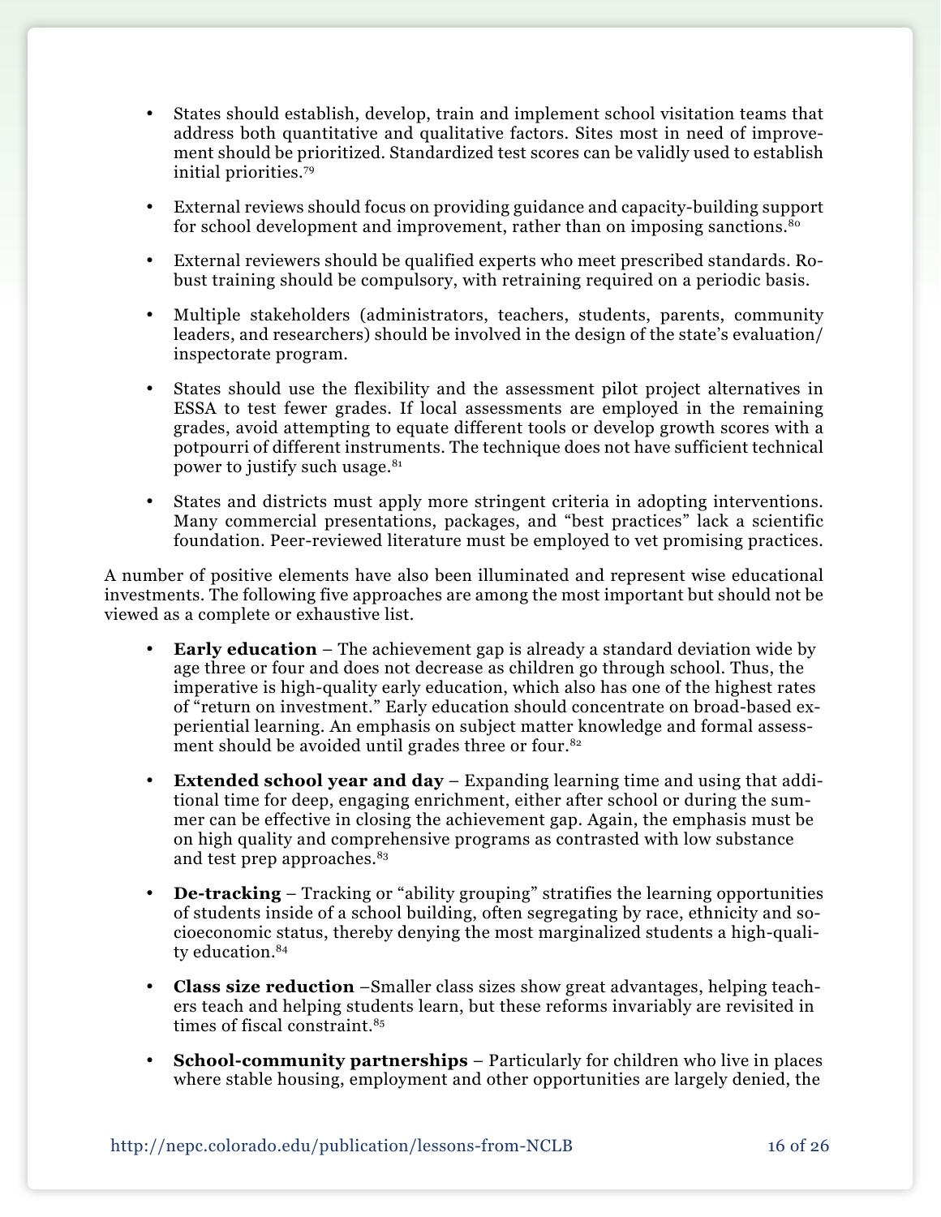- States should establish, develop, train and implement school visitation teams that address both quantitative and qualitative factors. Sites most in need of improvement should be prioritized. Standardized test scores can be validly used to establish initial priorities.[79]

- External reviews should focus on providing guidance and capacity-building support for school development and improvement, rather than on imposing sanctions.[80]

- External reviewers should be qualified experts who meet prescribed standards. Robust training should be compulsory, with retraining required on a periodic basis.

- Multiple stakeholders (administrators, teachers, students, parents, community leaders, and researchers) should be involved in the design of the state's evaluation/inspectorate program.

- States should use the flexibility and the assessment pilot project alternatives in ESSA to test fewer grades. If local assessments are employed in the remaining grades, avoid attempting to equate different tools or develop growth scores with a potpourri of different instruments. The technique does not have sufficient technical power to justify such usage.[81]

- States and districts must apply more stringent criteria in adopting interventions. Many commercial presentations, packages, and "best practices" lack a scientific foundation. Peer-reviewed literature must be employed to vet promising practices.

A number of positive elements have also been illuminated and represent wise educational investments. The following five approaches are among the most important but should not be viewed as a complete or exhaustive list.

- **Early education** – The achievement gap is already a standard deviation wide by age three or four and does not decrease as children go through school. Thus, the imperative is high-quality early education, which also has one of the highest rates of "return on investment." Early education should concentrate on broad-based experiential learning. An emphasis on subject matter knowledge and formal assessment should be avoided until grades three or four.[82]

- **Extended school year and day** – Expanding learning time and using that additional time for deep, engaging enrichment, either after school or during the summer can be effective in closing the achievement gap. Again, the emphasis must be on high quality and comprehensive programs as contrasted with low substance and test prep approaches.[83]

- **De-tracking** – Tracking or "ability grouping" stratifies the learning opportunities of students inside of a school building, often segregating by race, ethnicity and socioeconomic status, thereby denying the most marginalized students a high-quality education.[84]

- **Class size reduction** –Smaller class sizes show great advantages, helping teachers teach and helping students learn, but these reforms invariably are revisited in times of fiscal constraint.[85]

- **School-community partnerships** – Particularly for children who live in places where stable housing, employment and other opportunities are largely denied, the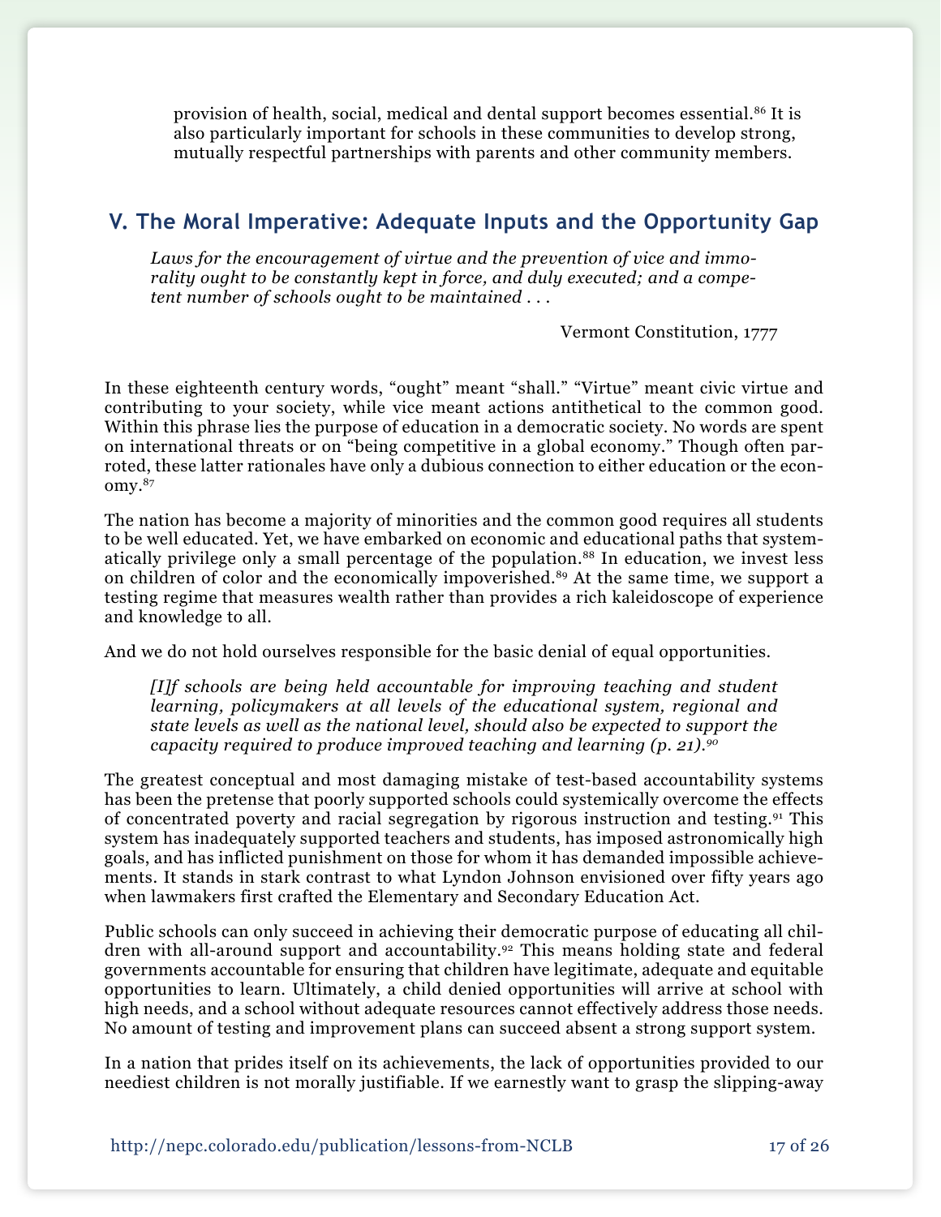provision of health, social, medical and dental support becomes essential.[86] It is also particularly important for schools in these communities to develop strong, mutually respectful partnerships with parents and other community members.

## V. The Moral Imperative: Adequate Inputs and the Opportunity Gap

> *Laws for the encouragement of virtue and the prevention of vice and immorality ought to be constantly kept in force, and duly executed; and a competent number of schools ought to be maintained . . .*
>
> Vermont Constitution, 1777

In these eighteenth century words, "ought" meant "shall." "Virtue" meant civic virtue and contributing to your society, while vice meant actions antithetical to the common good. Within this phrase lies the purpose of education in a democratic society. No words are spent on international threats or on "being competitive in a global economy." Though often parroted, these latter rationales have only a dubious connection to either education or the economy.[87]

The nation has become a majority of minorities and the common good requires all students to be well educated. Yet, we have embarked on economic and educational paths that systematically privilege only a small percentage of the population.[88] In education, we invest less on children of color and the economically impoverished.[89] At the same time, we support a testing regime that measures wealth rather than provides a rich kaleidoscope of experience and knowledge to all.

And we do not hold ourselves responsible for the basic denial of equal opportunities.

> *[I]f schools are being held accountable for improving teaching and student learning, policymakers at all levels of the educational system, regional and state levels as well as the national level, should also be expected to support the capacity required to produce improved teaching and learning (p. 21).[90]*

The greatest conceptual and most damaging mistake of test-based accountability systems has been the pretense that poorly supported schools could systemically overcome the effects of concentrated poverty and racial segregation by rigorous instruction and testing.[91] This system has inadequately supported teachers and students, has imposed astronomically high goals, and has inflicted punishment on those for whom it has demanded impossible achievements. It stands in stark contrast to what Lyndon Johnson envisioned over fifty years ago when lawmakers first crafted the Elementary and Secondary Education Act.

Public schools can only succeed in achieving their democratic purpose of educating all children with all-around support and accountability.[92] This means holding state and federal governments accountable for ensuring that children have legitimate, adequate and equitable opportunities to learn. Ultimately, a child denied opportunities will arrive at school with high needs, and a school without adequate resources cannot effectively address those needs. No amount of testing and improvement plans can succeed absent a strong support system.

In a nation that prides itself on its achievements, the lack of opportunities provided to our neediest children is not morally justifiable. If we earnestly want to grasp the slipping-away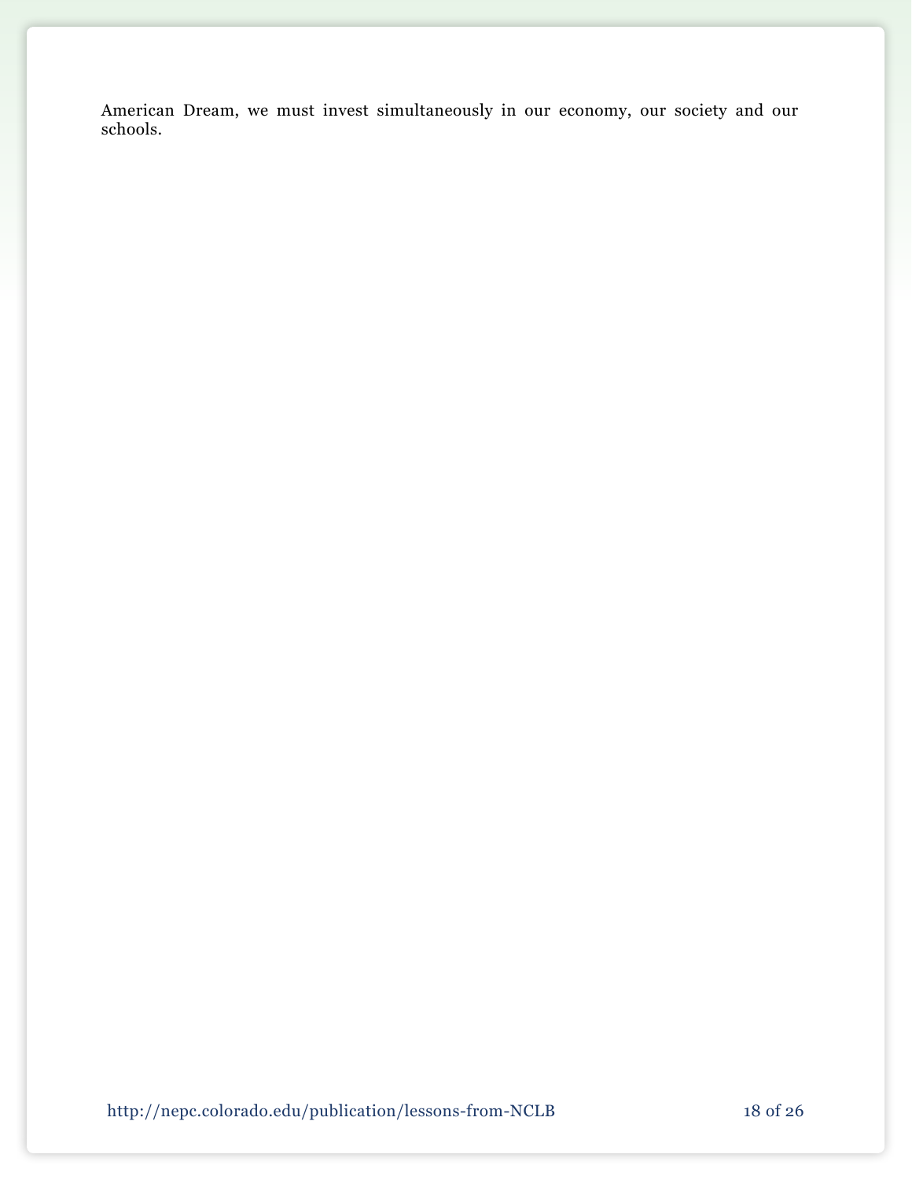American Dream, we must invest simultaneously in our economy, our society and our schools.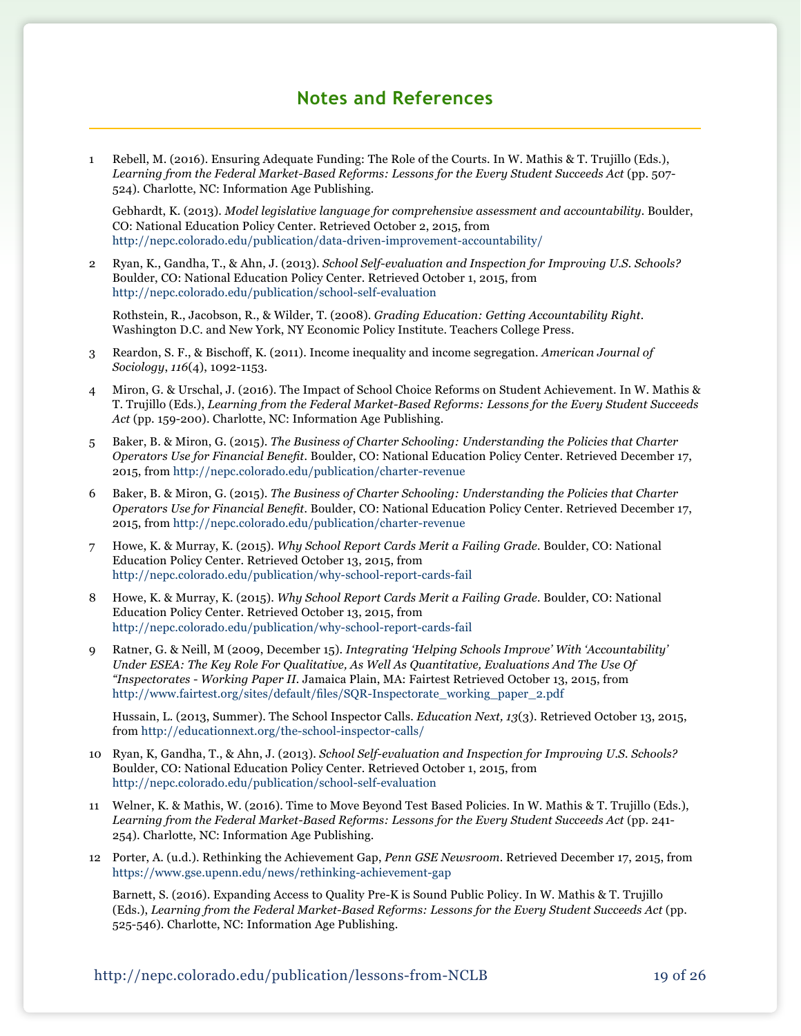## Notes and References

1 Rebell, M. (2016). Ensuring Adequate Funding: The Role of the Courts. In W. Mathis & T. Trujillo (Eds.), *Learning from the Federal Market-Based Reforms: Lessons for the Every Student Succeeds Act* (pp. 507-524). Charlotte, NC: Information Age Publishing.

Gebhardt, K. (2013). *Model legislative language for comprehensive assessment and accountability*. Boulder, CO: National Education Policy Center. Retrieved October 2, 2015, from http://nepc.colorado.edu/publication/data-driven-improvement-accountability/

2 Ryan, K., Gandha, T., & Ahn, J. (2013). *School Self-evaluation and Inspection for Improving U.S. Schools?* Boulder, CO: National Education Policy Center. Retrieved October 1, 2015, from http://nepc.colorado.edu/publication/school-self-evaluation

Rothstein, R., Jacobson, R., & Wilder, T. (2008). *Grading Education: Getting Accountability Right*. Washington D.C. and New York, NY Economic Policy Institute. Teachers College Press.

3 Reardon, S. F., & Bischoff, K. (2011). Income inequality and income segregation. *American Journal of Sociology*, *116*(4), 1092-1153.

4 Miron, G. & Urschal, J. (2016). The Impact of School Choice Reforms on Student Achievement. In W. Mathis & T. Trujillo (Eds.), *Learning from the Federal Market-Based Reforms: Lessons for the Every Student Succeeds Act* (pp. 159-200). Charlotte, NC: Information Age Publishing.

5 Baker, B. & Miron, G. (2015). *The Business of Charter Schooling: Understanding the Policies that Charter Operators Use for Financial Benefit*. Boulder, CO: National Education Policy Center. Retrieved December 17, 2015, from http://nepc.colorado.edu/publication/charter-revenue

6 Baker, B. & Miron, G. (2015). *The Business of Charter Schooling: Understanding the Policies that Charter Operators Use for Financial Benefit*. Boulder, CO: National Education Policy Center. Retrieved December 17, 2015, from http://nepc.colorado.edu/publication/charter-revenue

7 Howe, K. & Murray, K. (2015). *Why School Report Cards Merit a Failing Grade*. Boulder, CO: National Education Policy Center. Retrieved October 13, 2015, from http://nepc.colorado.edu/publication/why-school-report-cards-fail

8 Howe, K. & Murray, K. (2015). *Why School Report Cards Merit a Failing Grade*. Boulder, CO: National Education Policy Center. Retrieved October 13, 2015, from http://nepc.colorado.edu/publication/why-school-report-cards-fail

9 Ratner, G. & Neill, M (2009, December 15). *Integrating 'Helping Schools Improve' With 'Accountability' Under ESEA: The Key Role For Qualitative, As Well As Quantitative, Evaluations And The Use Of "Inspectorates - Working Paper II*. Jamaica Plain, MA: Fairtest Retrieved October 13, 2015, from http://www.fairtest.org/sites/default/files/SQR-Inspectorate_working_paper_2.pdf

Hussain, L. (2013, Summer). The School Inspector Calls. *Education Next, 13*(3). Retrieved October 13, 2015, from http://educationnext.org/the-school-inspector-calls/

10 Ryan, K, Gandha, T., & Ahn, J. (2013). *School Self-evaluation and Inspection for Improving U.S. Schools?* Boulder, CO: National Education Policy Center. Retrieved October 1, 2015, from http://nepc.colorado.edu/publication/school-self-evaluation

11 Welner, K. & Mathis, W. (2016). Time to Move Beyond Test Based Policies. In W. Mathis & T. Trujillo (Eds.), *Learning from the Federal Market-Based Reforms: Lessons for the Every Student Succeeds Act* (pp. 241-254). Charlotte, NC: Information Age Publishing.

12 Porter, A. (u.d.). Rethinking the Achievement Gap, *Penn GSE Newsroom*. Retrieved December 17, 2015, from https://www.gse.upenn.edu/news/rethinking-achievement-gap

Barnett, S. (2016). Expanding Access to Quality Pre-K is Sound Public Policy. In W. Mathis & T. Trujillo (Eds.), *Learning from the Federal Market-Based Reforms: Lessons for the Every Student Succeeds Act* (pp. 525-546). Charlotte, NC: Information Age Publishing.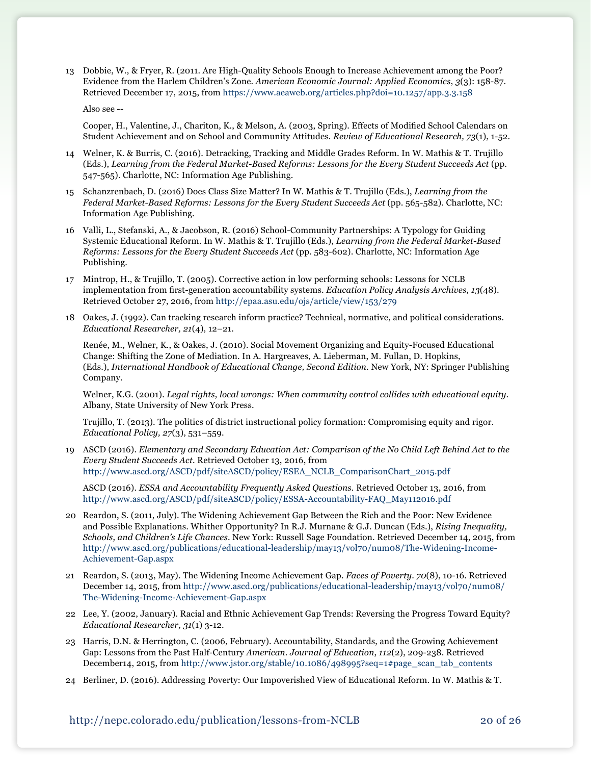13 Dobbie, W., & Fryer, R. (2011. Are High-Quality Schools Enough to Increase Achievement among the Poor? Evidence from the Harlem Children's Zone. *American Economic Journal: Applied Economics*, *3*(3): 158-87. Retrieved December 17, 2015, from https://www.aeaweb.org/articles.php?doi=10.1257/app.3.3.158

Also see --

Cooper, H., Valentine, J., Chariton, K., & Melson, A. (2003, Spring). Effects of Modified School Calendars on Student Achievement and on School and Community Attitudes. *Review of Educational Research, 73*(1), 1-52.

14 Welner, K. & Burris, C. (2016). Detracking, Tracking and Middle Grades Reform. In W. Mathis & T. Trujillo (Eds.), *Learning from the Federal Market-Based Reforms: Lessons for the Every Student Succeeds Act* (pp. 547-565). Charlotte, NC: Information Age Publishing.

15 Schanzenbach, D. (2016) Does Class Size Matter? In W. Mathis & T. Trujillo (Eds.), *Learning from the Federal Market-Based Reforms: Lessons for the Every Student Succeeds Act* (pp. 565-582). Charlotte, NC: Information Age Publishing.

16 Valli, L., Stefanski, A., & Jacobson, R. (2016) School-Community Partnerships: A Typology for Guiding Systemic Educational Reform. In W. Mathis & T. Trujillo (Eds.), *Learning from the Federal Market-Based Reforms: Lessons for the Every Student Succeeds Act* (pp. 583-602). Charlotte, NC: Information Age Publishing.

17 Mintrop, H., & Trujillo, T. (2005). Corrective action in low performing schools: Lessons for NCLB implementation from first-generation accountability systems. *Education Policy Analysis Archives, 13*(48). Retrieved October 27, 2016, from http://epaa.asu.edu/ojs/article/view/153/279

18 Oakes, J. (1992). Can tracking research inform practice? Technical, normative, and political considerations. *Educational Researcher, 21*(4), 12–21.

Renée, M., Welner, K., & Oakes, J. (2010). Social Movement Organizing and Equity-Focused Educational Change: Shifting the Zone of Mediation. In A. Hargreaves, A. Lieberman, M. Fullan, D. Hopkins, (Eds.), *International Handbook of Educational Change, Second Edition*. New York, NY: Springer Publishing Company.

Welner, K.G. (2001). *Legal rights, local wrongs: When community control collides with educational equity*. Albany, State University of New York Press.

Trujillo, T. (2013). The politics of district instructional policy formation: Compromising equity and rigor. *Educational Policy, 27*(3), 531–559.

19 ASCD (2016). *Elementary and Secondary Education Act: Comparison of the No Child Left Behind Act to the Every Student Succeeds Act*. Retrieved October 13, 2016, from http://www.ascd.org/ASCD/pdf/siteASCD/policy/ESEA_NCLB_ComparisonChart_2015.pdf

ASCD (2016). *ESSA and Accountability Frequently Asked Questions*. Retrieved October 13, 2016, from http://www.ascd.org/ASCD/pdf/siteASCD/policy/ESSA-Accountability-FAQ_May112016.pdf

20 Reardon, S. (2011, July). The Widening Achievement Gap Between the Rich and the Poor: New Evidence and Possible Explanations. Whither Opportunity? In R.J. Murnane & G.J. Duncan (Eds.), *Rising Inequality, Schools, and Children's Life Chances*. New York: Russell Sage Foundation. Retrieved December 14, 2015, from http://www.ascd.org/publications/educational-leadership/may13/vol70/num08/The-Widening-Income-Achievement-Gap.aspx

21 Reardon, S. (2013, May). The Widening Income Achievement Gap. *Faces of Poverty*. *70*(8), 10-16. Retrieved December 14, 2015, from http://www.ascd.org/publications/educational-leadership/may13/vol70/num08/The-Widening-Income-Achievement-Gap.aspx

22 Lee, Y. (2002, January). Racial and Ethnic Achievement Gap Trends: Reversing the Progress Toward Equity? *Educational Researcher, 31*(1) 3-12.

23 Harris, D.N. & Herrington, C. (2006, February). Accountability, Standards, and the Growing Achievement Gap: Lessons from the Past Half-Century *American. Journal of Education*, *112*(2), 209-238. Retrieved December14, 2015, from http://www.jstor.org/stable/10.1086/498995?seq=1#page_scan_tab_contents

24 Berliner, D. (2016). Addressing Poverty: Our Impoverished View of Educational Reform. In W. Mathis & T.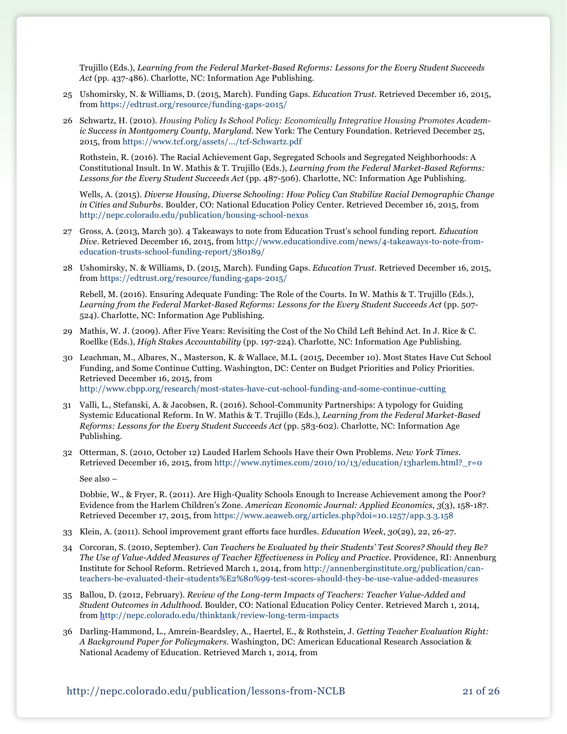Trujillo (Eds.), *Learning from the Federal Market-Based Reforms: Lessons for the Every Student Succeeds Act* (pp. 437-486). Charlotte, NC: Information Age Publishing.

25 Ushomirsky, N. & Williams, D. (2015, March). Funding Gaps. *Education Trust*. Retrieved December 16, 2015, from https://edtrust.org/resource/funding-gaps-2015/

26 Schwartz, H. (2010). *Housing Policy Is School Policy: Economically Integrative Housing Promotes Academic Success in Montgomery County, Maryland*. New York: The Century Foundation. Retrieved December 25, 2015, from https://www.tcf.org/assets/.../tcf-Schwartz.pdf

Rothstein, R. (2016). The Racial Achievement Gap, Segregated Schools and Segregated Neighborhoods: A Constitutional Insult. In W. Mathis & T. Trujillo (Eds.), *Learning from the Federal Market-Based Reforms: Lessons for the Every Student Succeeds Act* (pp. 487-506). Charlotte, NC: Information Age Publishing.

Wells, A. (2015). *Diverse Housing, Diverse Schooling: How Policy Can Stabilize Racial Demographic Change in Cities and Suburbs*. Boulder, CO: National Education Policy Center. Retrieved December 16, 2015, from http://nepc.colorado.edu/publication/housing-school-nexus

27 Gross, A. (2013, March 30). 4 Takeaways to note from Education Trust's school funding report. *Education Dive*. Retrieved December 16, 2015, from http://www.educationdive.com/news/4-takeaways-to-note-from-education-trusts-school-funding-report/380189/

28 Ushomirsky, N. & Williams, D. (2015, March). Funding Gaps. *Education Trust*. Retrieved December 16, 2015, from https://edtrust.org/resource/funding-gaps-2015/

Rebell, M. (2016). Ensuring Adequate Funding: The Role of the Courts. In W. Mathis & T. Trujillo (Eds.), *Learning from the Federal Market-Based Reforms: Lessons for the Every Student Succeeds Act* (pp. 507-524). Charlotte, NC: Information Age Publishing.

29 Mathis, W. J. (2009). After Five Years: Revisiting the Cost of the No Child Left Behind Act. In J. Rice & C. Roellke (Eds.), *High Stakes Accountability* (pp. 197-224). Charlotte, NC: Information Age Publishing.

30 Leachman, M., Albares, N., Masterson, K. & Wallace, M.L. (2015, December 10). Most States Have Cut School Funding, and Some Continue Cutting. Washington, DC: Center on Budget Priorities and Policy Priorities. Retrieved December 16, 2015, from http://www.cbpp.org/research/most-states-have-cut-school-funding-and-some-continue-cutting

31 Valli, L., Stefanski, A. & Jacobsen, R. (2016). School-Community Partnerships: A typology for Guiding Systemic Educational Reform. In W. Mathis & T. Trujillo (Eds.), *Learning from the Federal Market-Based Reforms: Lessons for the Every Student Succeeds Act* (pp. 583-602). Charlotte, NC: Information Age Publishing.

32 Otterman, S. (2010, October 12) Lauded Harlem Schools Have their Own Problems. *New York Times*. Retrieved December 16, 2015, from http://www.nytimes.com/2010/10/13/education/13harlem.html?_r=0

See also –

Dobbie, W., & Fryer, R. (2011). Are High-Quality Schools Enough to Increase Achievement among the Poor? Evidence from the Harlem Children's Zone. *American Economic Journal: Applied Economics*, *3*(3), 158-187. Retrieved December 17, 2015, from https://www.aeaweb.org/articles.php?doi=10.1257/app.3.3.158

33 Klein, A. (2011). School improvement grant efforts face hurdles. *Education Week*, *30*(29), 22, 26-27.

34 Corcoran, S. (2010, September). *Can Teachers be Evaluated by their Students' Test Scores? Should they Be? The Use of Value-Added Measures of Teacher Effectiveness in Policy and Practice*. Providence, RI: Annenburg Institute for School Reform. Retrieved March 1, 2014, from http://annenberginstitute.org/publication/can-teachers-be-evaluated-their-students%E2%80%99-test-scores-should-they-be-use-value-added-measures

35 Ballou, D. (2012, February). *Review of the Long-term Impacts of Teachers: Teacher Value-Added and Student Outcomes in Adulthood*. Boulder, CO: National Education Policy Center. Retrieved March 1, 2014, from http://nepc.colorado.edu/thinktank/review-long-term-impacts

36 Darling-Hammond, L., Amrein-Beardsley, A., Haertel, E., & Rothstein, J. *Getting Teacher Evaluation Right: A Background Paper for Policymakers*. Washington, DC: American Educational Research Association & National Academy of Education. Retrieved March 1, 2014, from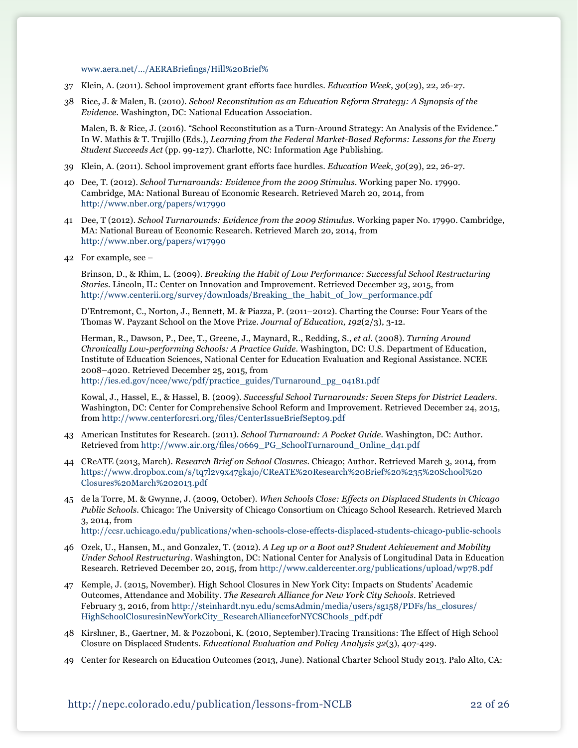www.aera.net/.../AERABriefings/Hill%20Brief%

37 Klein, A. (2011). School improvement grant efforts face hurdles. *Education Week*, *30*(29), 22, 26-27.

38 Rice, J. & Malen, B. (2010). *School Reconstitution as an Education Reform Strategy: A Synopsis of the Evidence*. Washington, DC: National Education Association.

Malen, B. & Rice, J. (2016). "School Reconstitution as a Turn-Around Strategy: An Analysis of the Evidence." In W. Mathis & T. Trujillo (Eds.), *Learning from the Federal Market-Based Reforms: Lessons for the Every Student Succeeds Act* (pp. 99-127). Charlotte, NC: Information Age Publishing.

39 Klein, A. (2011). School improvement grant efforts face hurdles. *Education Week*, *30*(29), 22, 26-27.

40 Dee, T. (2012). *School Turnarounds: Evidence from the 2009 Stimulus*. Working paper No. 17990. Cambridge, MA: National Bureau of Economic Research. Retrieved March 20, 2014, from http://www.nber.org/papers/w17990

41 Dee, T (2012). *School Turnarounds: Evidence from the 2009 Stimulus*. Working paper No. 17990. Cambridge, MA: National Bureau of Economic Research. Retrieved March 20, 2014, from http://www.nber.org/papers/w17990

42 For example, see –

Brinson, D., & Rhim, L. (2009). *Breaking the Habit of Low Performance: Successful School Restructuring Stories*. Lincoln, IL: Center on Innovation and Improvement. Retrieved December 23, 2015, from http://www.centerii.org/survey/downloads/Breaking_the_habit_of_low_performance.pdf

D'Entremont, C., Norton, J., Bennett, M. & Piazza, P. (2011–2012). Charting the Course: Four Years of the Thomas W. Payzant School on the Move Prize. *Journal of Education, 192*(2/3), 3-12.

Herman, R., Dawson, P., Dee, T., Greene, J., Maynard, R., Redding, S., *et al.* (2008). *Turning Around Chronically Low-performing Schools: A Practice Guide*. Washington, DC: U.S. Department of Education, Institute of Education Sciences, National Center for Education Evaluation and Regional Assistance. NCEE 2008–4020. Retrieved December 25, 2015, from http://ies.ed.gov/ncee/wwc/pdf/practice_guides/Turnaround_pg_04181.pdf

Kowal, J., Hassel, E., & Hassel, B. (2009). *Successful School Turnarounds: Seven Steps for District Leaders*. Washington, DC: Center for Comprehensive School Reform and Improvement. Retrieved December 24, 2015, from http://www.centerforcsri.org/files/CenterIssueBriefSept09.pdf

43 American Institutes for Research. (2011). *School Turnaround: A Pocket Guide*. Washington, DC: Author. Retrieved from http://www.air.org/files/0669_PG_SchoolTurnaround_Online_d41.pdf

44 CReATE (2013, March). *Research Brief on School Closures*. Chicago; Author. Retrieved March 3, 2014, from https://www.dropbox.com/s/tq7l2v9x47gkajo/CReATE%20Research%20Brief%20%235%20School%20Closures%20March%202013.pdf

45 de la Torre, M. & Gwynne, J. (2009, October). *When Schools Close: Effects on Displaced Students in Chicago Public Schools*. Chicago: The University of Chicago Consortium on Chicago School Research. Retrieved March 3, 2014, from http://ccsr.uchicago.edu/publications/when-schools-close-effects-displaced-students-chicago-public-schools

46 Ozek, U., Hansen, M., and Gonzalez, T. (2012). *A Leg up or a Boot out? Student Achievement and Mobility Under School Restructuring*. Washington, DC: National Center for Analysis of Longitudinal Data in Education Research. Retrieved December 20, 2015, from http://www.caldercenter.org/publications/upload/wp78.pdf

47 Kemple, J. (2015, November). High School Closures in New York City: Impacts on Students' Academic Outcomes, Attendance and Mobility. *The Research Alliance for New York City Schools*. Retrieved February 3, 2016, from http://steinhardt.nyu.edu/scmsAdmin/media/users/sg158/PDFs/hs_closures/HighSchoolClosuresinNewYorkCity_ResearchAllianceforNYCSChools_pdf.pdf

48 Kirshner, B., Gaertner, M. & Pozzoboni, K. (2010, September).Tracing Transitions: The Effect of High School Closure on Displaced Students. *Educational Evaluation and Policy Analysis 32*(3), 407-429.

49 Center for Research on Education Outcomes (2013, June). National Charter School Study 2013. Palo Alto, CA: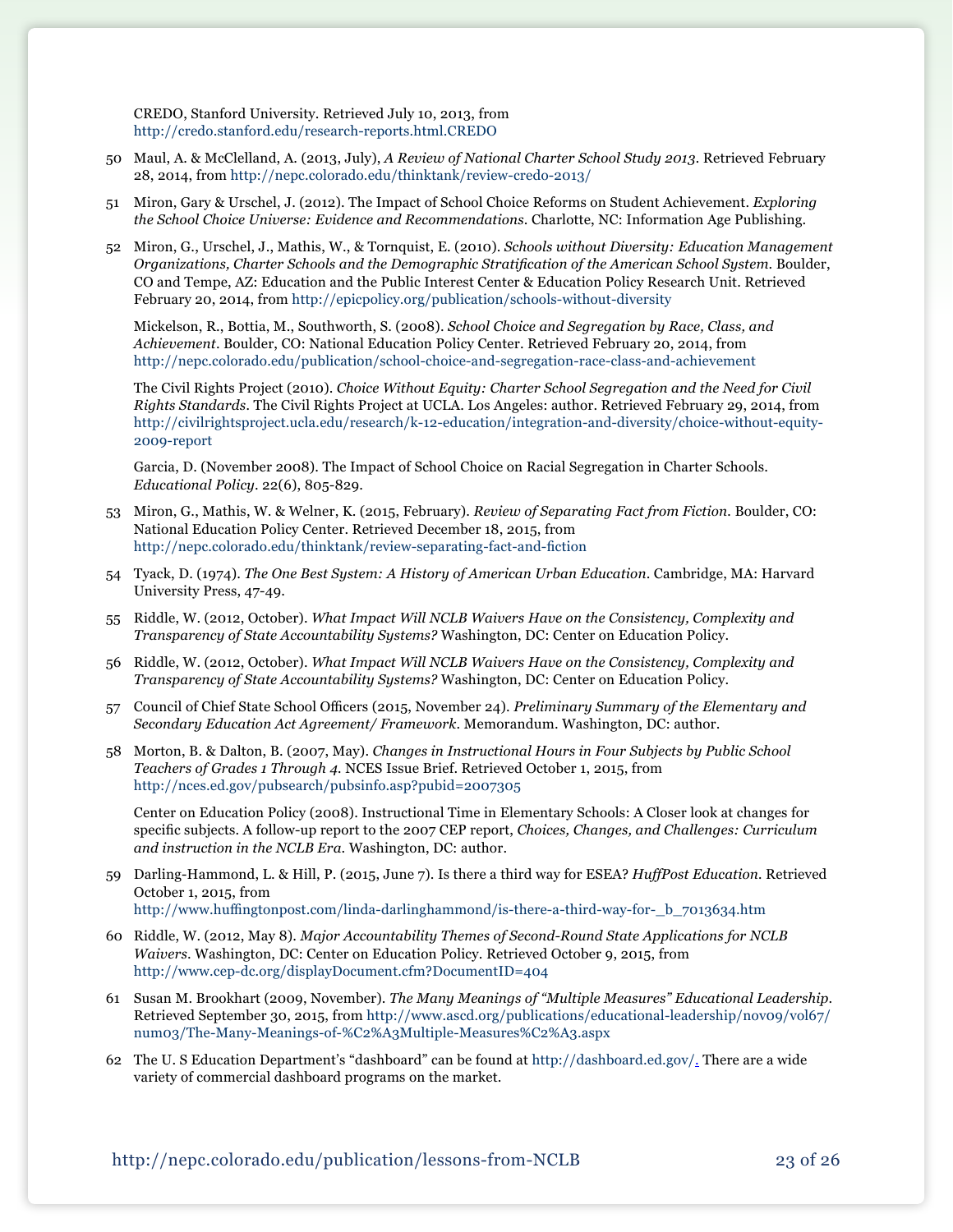CREDO, Stanford University. Retrieved July 10, 2013, from http://credo.stanford.edu/research-reports.html.CREDO

50 Maul, A. & McClelland, A. (2013, July), *A Review of National Charter School Study 2013*. Retrieved February 28, 2014, from http://nepc.colorado.edu/thinktank/review-credo-2013/

51 Miron, Gary & Urschel, J. (2012). The Impact of School Choice Reforms on Student Achievement. *Exploring the School Choice Universe: Evidence and Recommendations*. Charlotte, NC: Information Age Publishing.

52 Miron, G., Urschel, J., Mathis, W., & Tornquist, E. (2010). *Schools without Diversity: Education Management Organizations, Charter Schools and the Demographic Stratification of the American School System*. Boulder, CO and Tempe, AZ: Education and the Public Interest Center & Education Policy Research Unit. Retrieved February 20, 2014, from http://epicpolicy.org/publication/schools-without-diversity

Mickelson, R., Bottia, M., Southworth, S. (2008). *School Choice and Segregation by Race, Class, and Achievement*. Boulder, CO: National Education Policy Center. Retrieved February 20, 2014, from http://nepc.colorado.edu/publication/school-choice-and-segregation-race-class-and-achievement

The Civil Rights Project (2010). *Choice Without Equity: Charter School Segregation and the Need for Civil Rights Standards*. The Civil Rights Project at UCLA. Los Angeles: author. Retrieved February 29, 2014, from http://civilrightsproject.ucla.edu/research/k-12-education/integration-and-diversity/choice-without-equity-2009-report

Garcia, D. (November 2008). The Impact of School Choice on Racial Segregation in Charter Schools. *Educational Policy*. 22(6), 805-829.

53 Miron, G., Mathis, W. & Welner, K. (2015, February). *Review of Separating Fact from Fiction*. Boulder, CO: National Education Policy Center. Retrieved December 18, 2015, from http://nepc.colorado.edu/thinktank/review-separating-fact-and-fiction

54 Tyack, D. (1974). *The One Best System: A History of American Urban Education*. Cambridge, MA: Harvard University Press, 47-49.

55 Riddle, W. (2012, October). *What Impact Will NCLB Waivers Have on the Consistency, Complexity and Transparency of State Accountability Systems?* Washington, DC: Center on Education Policy.

56 Riddle, W. (2012, October). *What Impact Will NCLB Waivers Have on the Consistency, Complexity and Transparency of State Accountability Systems?* Washington, DC: Center on Education Policy.

57 Council of Chief State School Officers (2015, November 24). *Preliminary Summary of the Elementary and Secondary Education Act Agreement/ Framework*. Memorandum. Washington, DC: author.

58 Morton, B. & Dalton, B. (2007, May). *Changes in Instructional Hours in Four Subjects by Public School Teachers of Grades 1 Through 4*. NCES Issue Brief. Retrieved October 1, 2015, from http://nces.ed.gov/pubsearch/pubsinfo.asp?pubid=2007305

Center on Education Policy (2008). Instructional Time in Elementary Schools: A Closer look at changes for specific subjects. A follow-up report to the 2007 CEP report, *Choices, Changes, and Challenges: Curriculum and instruction in the NCLB Era*. Washington, DC: author.

59 Darling-Hammond, L. & Hill, P. (2015, June 7). Is there a third way for ESEA? *HuffPost Education*. Retrieved October 1, 2015, from http://www.huffingtonpost.com/linda-darlinghammond/is-there-a-third-way-for-_b_7013634.htm

60 Riddle, W. (2012, May 8). *Major Accountability Themes of Second-Round State Applications for NCLB Waivers*. Washington, DC: Center on Education Policy. Retrieved October 9, 2015, from http://www.cep-dc.org/displayDocument.cfm?DocumentID=404

61 Susan M. Brookhart (2009, November). *The Many Meanings of "Multiple Measures" Educational Leadership*. Retrieved September 30, 2015, from http://www.ascd.org/publications/educational-leadership/nov09/vol67/num03/The-Many-Meanings-of-%C2%A3Multiple-Measures%C2%A3.aspx

62 The U. S Education Department's "dashboard" can be found at http://dashboard.ed.gov/. There are a wide variety of commercial dashboard programs on the market.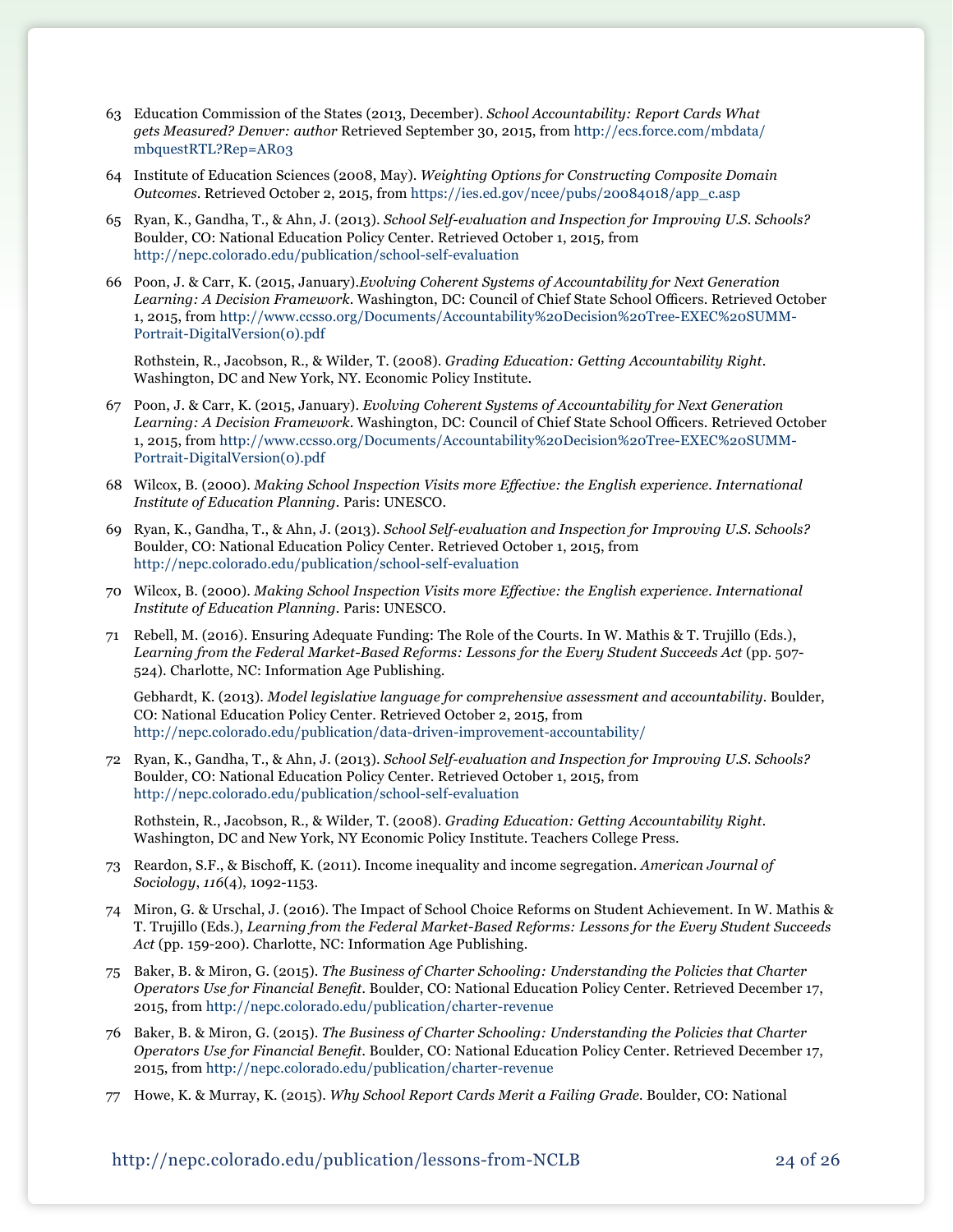63 Education Commission of the States (2013, December). *School Accountability: Report Cards What gets Measured? Denver: author* Retrieved September 30, 2015, from http://ecs.force.com/mbdata/mbquestRTL?Rep=AR03

64 Institute of Education Sciences (2008, May). *Weighting Options for Constructing Composite Domain Outcomes*. Retrieved October 2, 2015, from https://ies.ed.gov/ncee/pubs/20084018/app_c.asp

65 Ryan, K., Gandha, T., & Ahn, J. (2013). *School Self-evaluation and Inspection for Improving U.S. Schools?* Boulder, CO: National Education Policy Center. Retrieved October 1, 2015, from http://nepc.colorado.edu/publication/school-self-evaluation

66 Poon, J. & Carr, K. (2015, January).*Evolving Coherent Systems of Accountability for Next Generation Learning: A Decision Framework*. Washington, DC: Council of Chief State School Officers. Retrieved October 1, 2015, from http://www.ccsso.org/Documents/Accountability%20Decision%20Tree-EXEC%20SUMM-Portrait-DigitalVersion(0).pdf

Rothstein, R., Jacobson, R., & Wilder, T. (2008). *Grading Education: Getting Accountability Right*. Washington, DC and New York, NY. Economic Policy Institute.

67 Poon, J. & Carr, K. (2015, January). *Evolving Coherent Systems of Accountability for Next Generation Learning: A Decision Framework*. Washington, DC: Council of Chief State School Officers. Retrieved October 1, 2015, from http://www.ccsso.org/Documents/Accountability%20Decision%20Tree-EXEC%20SUMM-Portrait-DigitalVersion(0).pdf

68 Wilcox, B. (2000). *Making School Inspection Visits more Effective: the English experience. International Institute of Education Planning*. Paris: UNESCO.

69 Ryan, K., Gandha, T., & Ahn, J. (2013). *School Self-evaluation and Inspection for Improving U.S. Schools?* Boulder, CO: National Education Policy Center. Retrieved October 1, 2015, from http://nepc.colorado.edu/publication/school-self-evaluation

70 Wilcox, B. (2000). *Making School Inspection Visits more Effective: the English experience. International Institute of Education Planning*. Paris: UNESCO.

71 Rebell, M. (2016). Ensuring Adequate Funding: The Role of the Courts. In W. Mathis & T. Trujillo (Eds.), *Learning from the Federal Market-Based Reforms: Lessons for the Every Student Succeeds Act* (pp. 507-524). Charlotte, NC: Information Age Publishing.

Gebhardt, K. (2013). *Model legislative language for comprehensive assessment and accountability*. Boulder, CO: National Education Policy Center. Retrieved October 2, 2015, from http://nepc.colorado.edu/publication/data-driven-improvement-accountability/

72 Ryan, K., Gandha, T., & Ahn, J. (2013). *School Self-evaluation and Inspection for Improving U.S. Schools?* Boulder, CO: National Education Policy Center. Retrieved October 1, 2015, from http://nepc.colorado.edu/publication/school-self-evaluation

Rothstein, R., Jacobson, R., & Wilder, T. (2008). *Grading Education: Getting Accountability Right*. Washington, DC and New York, NY Economic Policy Institute. Teachers College Press.

73 Reardon, S.F., & Bischoff, K. (2011). Income inequality and income segregation. *American Journal of Sociology*, *116*(4), 1092-1153.

74 Miron, G. & Urschal, J. (2016). The Impact of School Choice Reforms on Student Achievement. In W. Mathis & T. Trujillo (Eds.), *Learning from the Federal Market-Based Reforms: Lessons for the Every Student Succeeds Act* (pp. 159-200). Charlotte, NC: Information Age Publishing.

75 Baker, B. & Miron, G. (2015). *The Business of Charter Schooling: Understanding the Policies that Charter Operators Use for Financial Benefit*. Boulder, CO: National Education Policy Center. Retrieved December 17, 2015, from http://nepc.colorado.edu/publication/charter-revenue

76 Baker, B. & Miron, G. (2015). *The Business of Charter Schooling: Understanding the Policies that Charter Operators Use for Financial Benefit*. Boulder, CO: National Education Policy Center. Retrieved December 17, 2015, from http://nepc.colorado.edu/publication/charter-revenue

77 Howe, K. & Murray, K. (2015). *Why School Report Cards Merit a Failing Grade*. Boulder, CO: National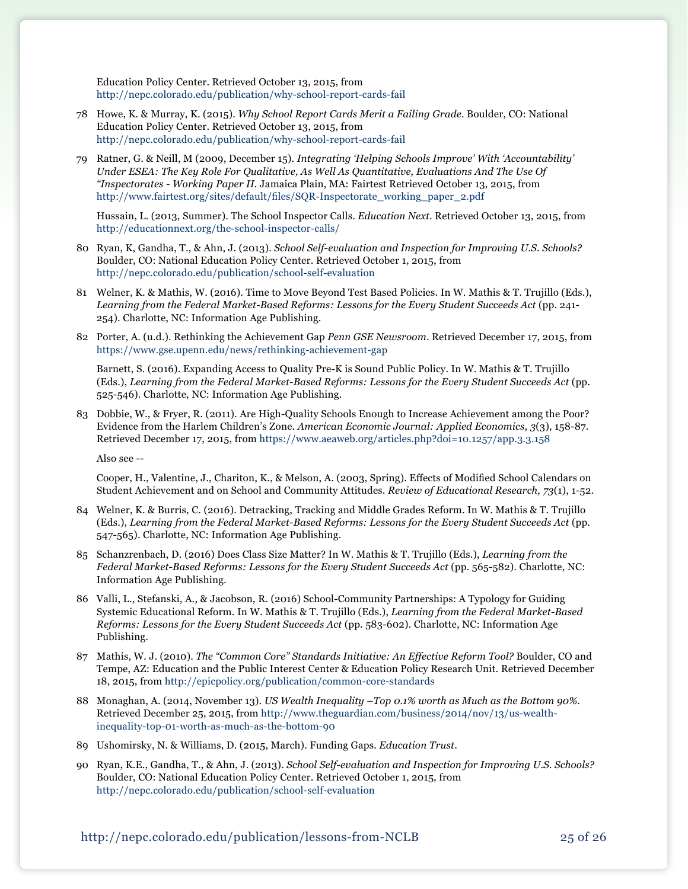Education Policy Center. Retrieved October 13, 2015, from http://nepc.colorado.edu/publication/why-school-report-cards-fail

78 Howe, K. & Murray, K. (2015). *Why School Report Cards Merit a Failing Grade*. Boulder, CO: National Education Policy Center. Retrieved October 13, 2015, from http://nepc.colorado.edu/publication/why-school-report-cards-fail

79 Ratner, G. & Neill, M (2009, December 15). *Integrating 'Helping Schools Improve' With 'Accountability' Under ESEA: The Key Role For Qualitative, As Well As Quantitative, Evaluations And The Use Of "Inspectorates - Working Paper II*. Jamaica Plain, MA: Fairtest Retrieved October 13, 2015, from http://www.fairtest.org/sites/default/files/SQR-Inspectorate_working_paper_2.pdf

Hussain, L. (2013, Summer). The School Inspector Calls. *Education Next*. Retrieved October 13, 2015, from http://educationnext.org/the-school-inspector-calls/

80 Ryan, K, Gandha, T., & Ahn, J. (2013). *School Self-evaluation and Inspection for Improving U.S. Schools?* Boulder, CO: National Education Policy Center. Retrieved October 1, 2015, from http://nepc.colorado.edu/publication/school-self-evaluation

81 Welner, K. & Mathis, W. (2016). Time to Move Beyond Test Based Policies. In W. Mathis & T. Trujillo (Eds.), *Learning from the Federal Market-Based Reforms: Lessons for the Every Student Succeeds Act* (pp. 241-254). Charlotte, NC: Information Age Publishing.

82 Porter, A. (u.d.). Rethinking the Achievement Gap *Penn GSE Newsroom*. Retrieved December 17, 2015, from https://www.gse.upenn.edu/news/rethinking-achievement-gap

Barnett, S. (2016). Expanding Access to Quality Pre-K is Sound Public Policy. In W. Mathis & T. Trujillo (Eds.), *Learning from the Federal Market-Based Reforms: Lessons for the Every Student Succeeds Act* (pp. 525-546). Charlotte, NC: Information Age Publishing.

83 Dobbie, W., & Fryer, R. (2011). Are High-Quality Schools Enough to Increase Achievement among the Poor? Evidence from the Harlem Children's Zone. *American Economic Journal: Applied Economics*, *3*(3), 158-87. Retrieved December 17, 2015, from https://www.aeaweb.org/articles.php?doi=10.1257/app.3.3.158

Also see --

Cooper, H., Valentine, J., Chariton, K., & Melson, A. (2003, Spring). Effects of Modified School Calendars on Student Achievement and on School and Community Attitudes. *Review of Educational Research, 73*(1), 1-52.

84 Welner, K. & Burris, C. (2016). Detracking, Tracking and Middle Grades Reform. In W. Mathis & T. Trujillo (Eds.), *Learning from the Federal Market-Based Reforms: Lessons for the Every Student Succeeds Act* (pp. 547-565). Charlotte, NC: Information Age Publishing.

85 Schanzrenbach, D. (2016) Does Class Size Matter? In W. Mathis & T. Trujillo (Eds.), *Learning from the Federal Market-Based Reforms: Lessons for the Every Student Succeeds Act* (pp. 565-582). Charlotte, NC: Information Age Publishing.

86 Valli, L., Stefanski, A., & Jacobson, R. (2016) School-Community Partnerships: A Typology for Guiding Systemic Educational Reform. In W. Mathis & T. Trujillo (Eds.), *Learning from the Federal Market-Based Reforms: Lessons for the Every Student Succeeds Act* (pp. 583-602). Charlotte, NC: Information Age Publishing.

87 Mathis, W. J. (2010). *The "Common Core" Standards Initiative: An Effective Reform Tool?* Boulder, CO and Tempe, AZ: Education and the Public Interest Center & Education Policy Research Unit. Retrieved December 18, 2015, from http://epicpolicy.org/publication/common-core-standards

88 Monaghan, A. (2014, November 13). *US Wealth Inequality –Top 0.1% worth as Much as the Bottom 90%*. Retrieved December 25, 2015, from http://www.theguardian.com/business/2014/nov/13/us-wealth-inequality-top-01-worth-as-much-as-the-bottom-90

89 Ushomirsky, N. & Williams, D. (2015, March). Funding Gaps. *Education Trust*.

90 Ryan, K.E., Gandha, T., & Ahn, J. (2013). *School Self-evaluation and Inspection for Improving U.S. Schools?* Boulder, CO: National Education Policy Center. Retrieved October 1, 2015, from http://nepc.colorado.edu/publication/school-self-evaluation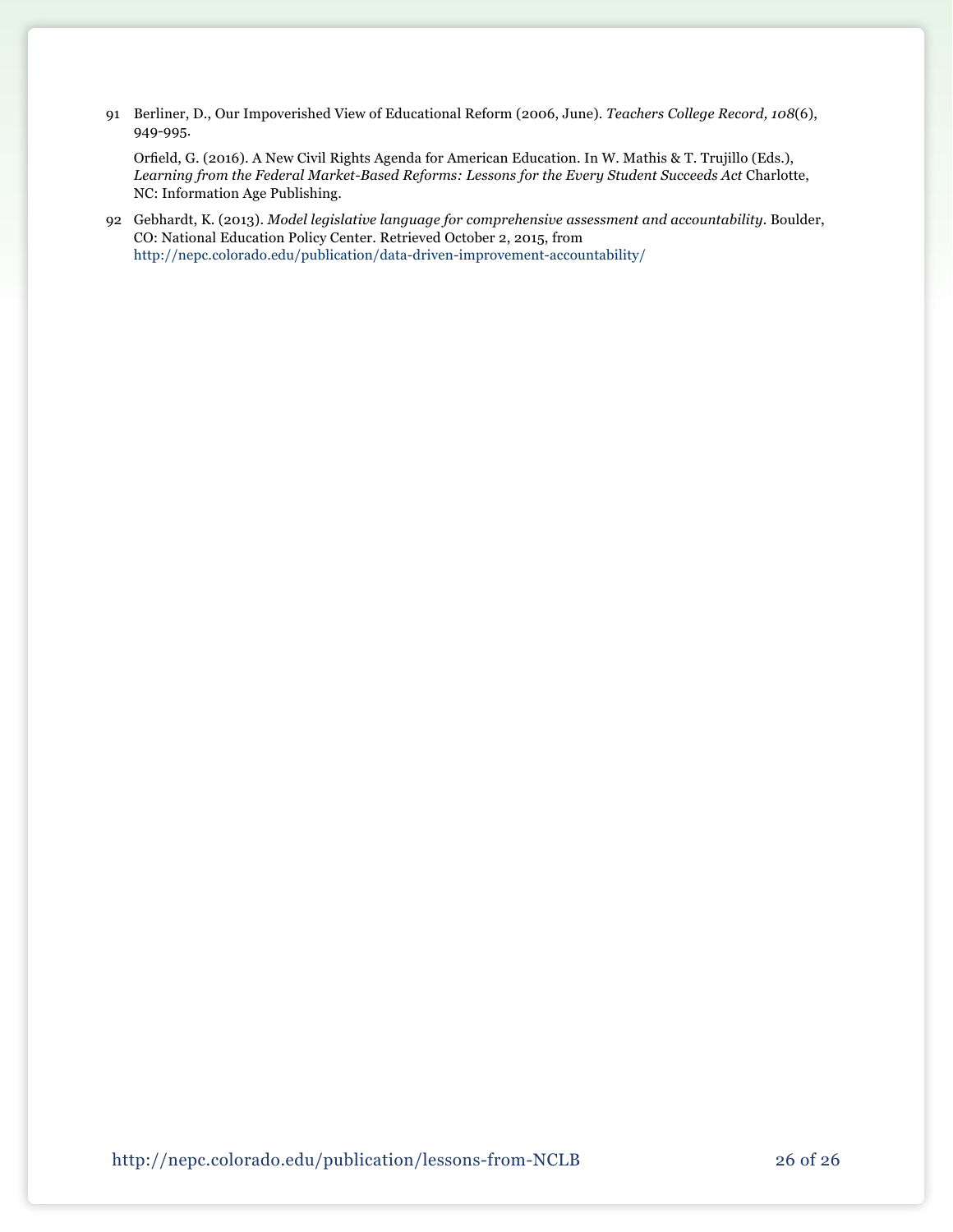91 Berliner, D., Our Impoverished View of Educational Reform (2006, June). *Teachers College Record, 108*(6), 949-995.

Orfield, G. (2016). A New Civil Rights Agenda for American Education. In W. Mathis & T. Trujillo (Eds.), *Learning from the Federal Market-Based Reforms: Lessons for the Every Student Succeeds Act* Charlotte, NC: Information Age Publishing.

92 Gebhardt, K. (2013). *Model legislative language for comprehensive assessment and accountability*. Boulder, CO: National Education Policy Center. Retrieved October 2, 2015, from http://nepc.colorado.edu/publication/data-driven-improvement-accountability/